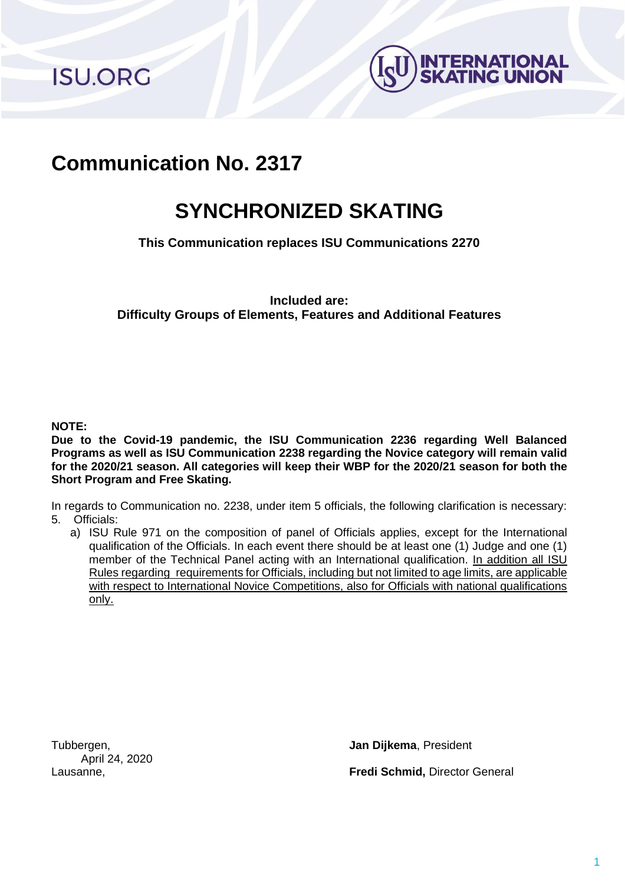# Communication No. 2317

## SYNCHRONIZED SKATING

**This Communication replaces ISU Communications 2270**

**Included are:**
**Difficulty Groups of Elements, Features and Additional Features**

**NOTE:**
**Due to the Covid-19 pandemic, the ISU Communication 2236 regarding Well Balanced Programs as well as ISU Communication 2238 regarding the Novice category will remain valid for the 2020/21 season. All categories will keep their WBP for the 2020/21 season for both the Short Program and Free Skating.**

In regards to Communication no. 2238, under item 5 officials, the following clarification is necessary:

5. Officials:
   a) ISU Rule 971 on the composition of panel of Officials applies, except for the International qualification of the Officials. In each event there should be at least one (1) Judge and one (1) member of the Technical Panel acting with an International qualification. <u>In addition all ISU Rules regarding requirements for Officials, including but not limited to age limits, are applicable with respect to International Novice Competitions, also for Officials with national qualifications only.</u>

Tubbergen,
April 24, 2020
Lausanne,

**Jan Dijkema**, President

**Fredi Schmid,** Director General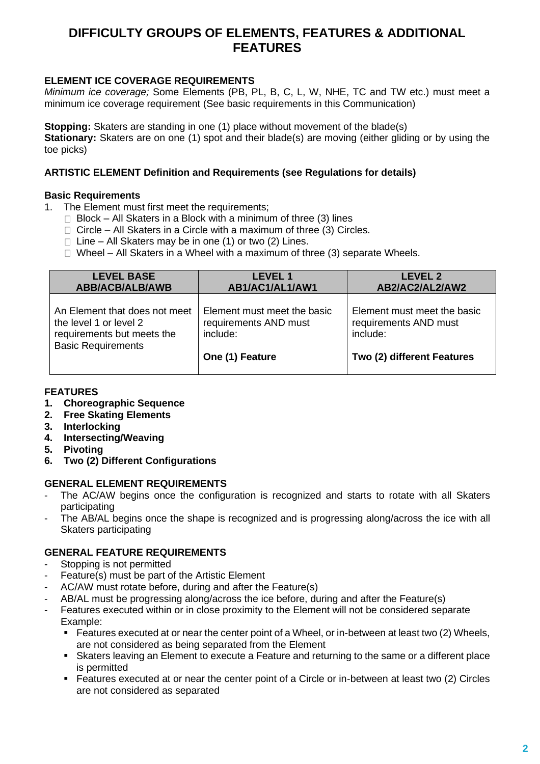# DIFFICULTY GROUPS OF ELEMENTS, FEATURES & ADDITIONAL FEATURES

**ELEMENT ICE COVERAGE REQUIREMENTS**

*Minimum ice coverage;* Some Elements (PB, PL, B, C, L, W, NHE, TC and TW etc.) must meet a minimum ice coverage requirement (See basic requirements in this Communication)

**Stopping:** Skaters are standing in one (1) place without movement of the blade(s)
**Stationary:** Skaters are on one (1) spot and their blade(s) are moving (either gliding or by using the toe picks)

**ARTISTIC ELEMENT Definition and Requirements (see Regulations for details)**

**Basic Requirements**

1. The Element must first meet the requirements;
   - Block – All Skaters in a Block with a minimum of three (3) lines
   - Circle – All Skaters in a Circle with a maximum of three (3) Circles.
   - Line – All Skaters may be in one (1) or two (2) Lines.
   - Wheel – All Skaters in a Wheel with a maximum of three (3) separate Wheels.

| LEVEL BASE ABB/ACB/ALB/AWB | LEVEL 1 AB1/AC1/AL1/AW1 | LEVEL 2 AB2/AC2/AL2/AW2 |
|---|---|---|
| An Element that does not meet the level 1 or level 2 requirements but meets the Basic Requirements | Element must meet the basic requirements AND must include: **One (1) Feature** | Element must meet the basic requirements AND must include: **Two (2) different Features** |

**FEATURES**

1. **Choreographic Sequence**
2. **Free Skating Elements**
3. **Interlocking**
4. **Intersecting/Weaving**
5. **Pivoting**
6. **Two (2) Different Configurations**

**GENERAL ELEMENT REQUIREMENTS**

- The AC/AW begins once the configuration is recognized and starts to rotate with all Skaters participating
- The AB/AL begins once the shape is recognized and is progressing along/across the ice with all Skaters participating

**GENERAL FEATURE REQUIREMENTS**

- Stopping is not permitted
- Feature(s) must be part of the Artistic Element
- AC/AW must rotate before, during and after the Feature(s)
- AB/AL must be progressing along/across the ice before, during and after the Feature(s)
- Features executed within or in close proximity to the Element will not be considered separate
  Example:
  - Features executed at or near the center point of a Wheel, or in-between at least two (2) Wheels, are not considered as being separated from the Element
  - Skaters leaving an Element to execute a Feature and returning to the same or a different place is permitted
  - Features executed at or near the center point of a Circle or in-between at least two (2) Circles are not considered as separated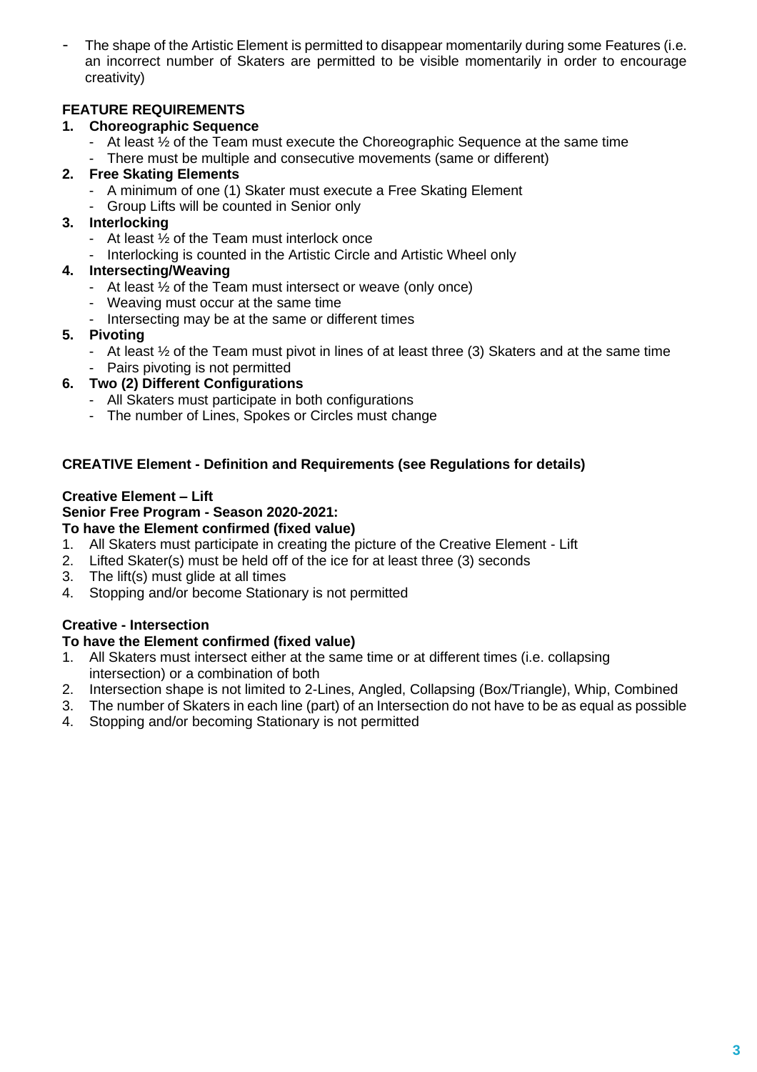- The shape of the Artistic Element is permitted to disappear momentarily during some Features (i.e. an incorrect number of Skaters are permitted to be visible momentarily in order to encourage creativity)

**FEATURE REQUIREMENTS**

1. **Choreographic Sequence**
   - At least ½ of the Team must execute the Choreographic Sequence at the same time
   - There must be multiple and consecutive movements (same or different)
2. **Free Skating Elements**
   - A minimum of one (1) Skater must execute a Free Skating Element
   - Group Lifts will be counted in Senior only
3. **Interlocking**
   - At least ½ of the Team must interlock once
   - Interlocking is counted in the Artistic Circle and Artistic Wheel only
4. **Intersecting/Weaving**
   - At least ½ of the Team must intersect or weave (only once)
   - Weaving must occur at the same time
   - Intersecting may be at the same or different times
5. **Pivoting**
   - At least ½ of the Team must pivot in lines of at least three (3) Skaters and at the same time
   - Pairs pivoting is not permitted
6. **Two (2) Different Configurations**
   - All Skaters must participate in both configurations
   - The number of Lines, Spokes or Circles must change

**CREATIVE Element - Definition and Requirements (see Regulations for details)**

**Creative Element – Lift**
**Senior Free Program - Season 2020-2021:**
**To have the Element confirmed (fixed value)**

1. All Skaters must participate in creating the picture of the Creative Element - Lift
2. Lifted Skater(s) must be held off of the ice for at least three (3) seconds
3. The lift(s) must glide at all times
4. Stopping and/or become Stationary is not permitted

**Creative - Intersection**
**To have the Element confirmed (fixed value)**

1. All Skaters must intersect either at the same time or at different times (i.e. collapsing intersection) or a combination of both
2. Intersection shape is not limited to 2-Lines, Angled, Collapsing (Box/Triangle), Whip, Combined
3. The number of Skaters in each line (part) of an Intersection do not have to be as equal as possible
4. Stopping and/or becoming Stationary is not permitted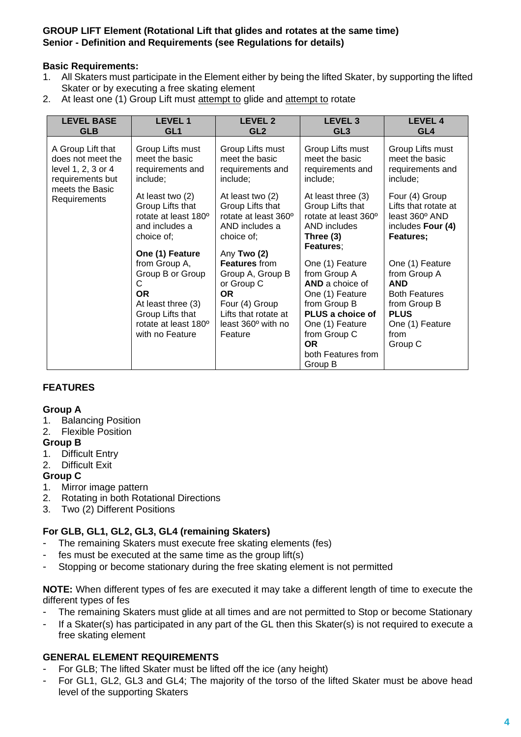**GROUP LIFT Element (Rotational Lift that glides and rotates at the same time)**
**Senior - Definition and Requirements (see Regulations for details)**

**Basic Requirements:**

1. All Skaters must participate in the Element either by being the lifted Skater, by supporting the lifted Skater or by executing a free skating element
2. At least one (1) Group Lift must attempt to glide and attempt to rotate

| LEVEL BASE GLB | LEVEL 1 GL1 | LEVEL 2 GL2 | LEVEL 3 GL3 | LEVEL 4 GL4 |
|---|---|---|---|---|
| A Group Lift that does not meet the level 1, 2, 3 or 4 requirements but meets the Basic Requirements | Group Lifts must meet the basic requirements and include;<br><br>At least two (2) Group Lifts that rotate at least 180º and includes a choice of;<br><br>**One (1) Feature** from Group A, Group B or Group C<br>**OR**<br>At least three (3) Group Lifts that rotate at least 180º with no Feature | Group Lifts must meet the basic requirements and include;<br><br>At least two (2) Group Lifts that rotate at least 360º AND includes a choice of;<br><br>Any **Two (2) Features** from Group A, Group B or Group C<br>**OR**<br>Four (4) Group Lifts that rotate at least 360º with no Feature | Group Lifts must meet the basic requirements and include;<br><br>At least three (3) Group Lifts that rotate at least 360º AND includes **Three (3) Features**;<br><br>One (1) Feature from Group A **AND** a choice of One (1) Feature from Group B **PLUS a choice of** One (1) Feature from Group C<br>**OR**<br>both Features from Group B | Group Lifts must meet the basic requirements and include;<br><br>Four (4) Group Lifts that rotate at least 360º AND includes **Four (4) Features;**<br><br>One (1) Feature from Group A<br>**AND**<br>Both Features from Group B<br>**PLUS**<br>One (1) Feature from Group C |

**FEATURES**

**Group A**

1. Balancing Position
2. Flexible Position

**Group B**

1. Difficult Entry
2. Difficult Exit

**Group C**

1. Mirror image pattern
2. Rotating in both Rotational Directions
3. Two (2) Different Positions

**For GLB, GL1, GL2, GL3, GL4 (remaining Skaters)**

- The remaining Skaters must execute free skating elements (fes)
- fes must be executed at the same time as the group lift(s)
- Stopping or become stationary during the free skating element is not permitted

**NOTE:** When different types of fes are executed it may take a different length of time to execute the different types of fes

- The remaining Skaters must glide at all times and are not permitted to Stop or become Stationary
- If a Skater(s) has participated in any part of the GL then this Skater(s) is not required to execute a free skating element

**GENERAL ELEMENT REQUIREMENTS**

- For GLB; The lifted Skater must be lifted off the ice (any height)
- For GL1, GL2, GL3 and GL4; The majority of the torso of the lifted Skater must be above head level of the supporting Skaters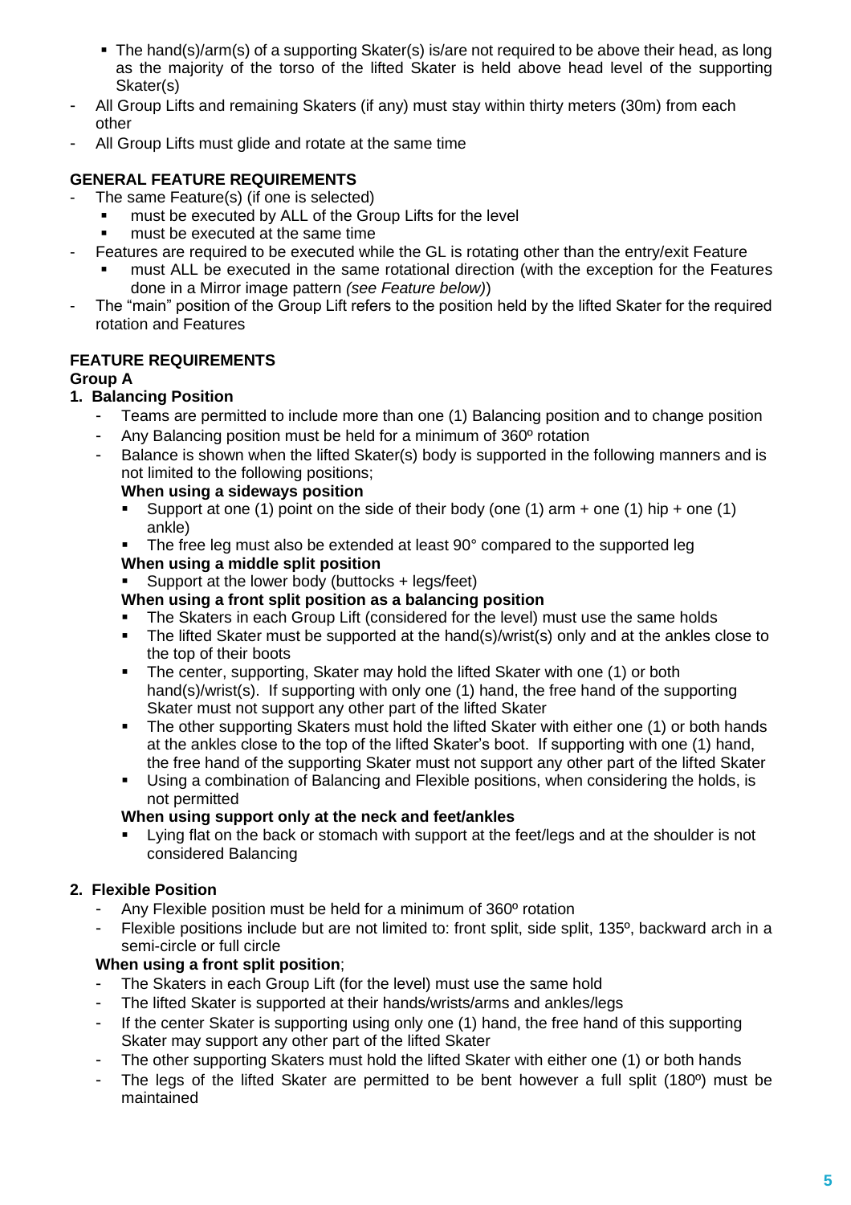- The hand(s)/arm(s) of a supporting Skater(s) is/are not required to be above their head, as long as the majority of the torso of the lifted Skater is held above head level of the supporting Skater(s)
- All Group Lifts and remaining Skaters (if any) must stay within thirty meters (30m) from each other
- All Group Lifts must glide and rotate at the same time

**GENERAL FEATURE REQUIREMENTS**

- The same Feature(s) (if one is selected)
    - must be executed by ALL of the Group Lifts for the level
    - must be executed at the same time
- Features are required to be executed while the GL is rotating other than the entry/exit Feature
    - must ALL be executed in the same rotational direction (with the exception for the Features done in a Mirror image pattern *(see Feature below)*)
- The "main" position of the Group Lift refers to the position held by the lifted Skater for the required rotation and Features

**FEATURE REQUIREMENTS**

**Group A**

1. **Balancing Position**
    - Teams are permitted to include more than one (1) Balancing position and to change position
    - Any Balancing position must be held for a minimum of 360º rotation
    - Balance is shown when the lifted Skater(s) body is supported in the following manners and is not limited to the following positions;

      **When using a sideways position**
        - Support at one (1) point on the side of their body (one (1) arm + one (1) hip + one (1) ankle)
        - The free leg must also be extended at least 90° compared to the supported leg

      **When using a middle split position**
        - Support at the lower body (buttocks + legs/feet)

      **When using a front split position as a balancing position**
        - The Skaters in each Group Lift (considered for the level) must use the same holds
        - The lifted Skater must be supported at the hand(s)/wrist(s) only and at the ankles close to the top of their boots
        - The center, supporting, Skater may hold the lifted Skater with one (1) or both hand(s)/wrist(s). If supporting with only one (1) hand, the free hand of the supporting Skater must not support any other part of the lifted Skater
        - The other supporting Skaters must hold the lifted Skater with either one (1) or both hands at the ankles close to the top of the lifted Skater's boot. If supporting with one (1) hand, the free hand of the supporting Skater must not support any other part of the lifted Skater
        - Using a combination of Balancing and Flexible positions, when considering the holds, is not permitted

      **When using support only at the neck and feet/ankles**
        - Lying flat on the back or stomach with support at the feet/legs and at the shoulder is not considered Balancing

2. **Flexible Position**
    - Any Flexible position must be held for a minimum of 360º rotation
    - Flexible positions include but are not limited to: front split, side split, 135º, backward arch in a semi-circle or full circle

   **When using a front split position**;
    - The Skaters in each Group Lift (for the level) must use the same hold
    - The lifted Skater is supported at their hands/wrists/arms and ankles/legs
    - If the center Skater is supporting using only one (1) hand, the free hand of this supporting Skater may support any other part of the lifted Skater
    - The other supporting Skaters must hold the lifted Skater with either one (1) or both hands
    - The legs of the lifted Skater are permitted to be bent however a full split (180º) must be maintained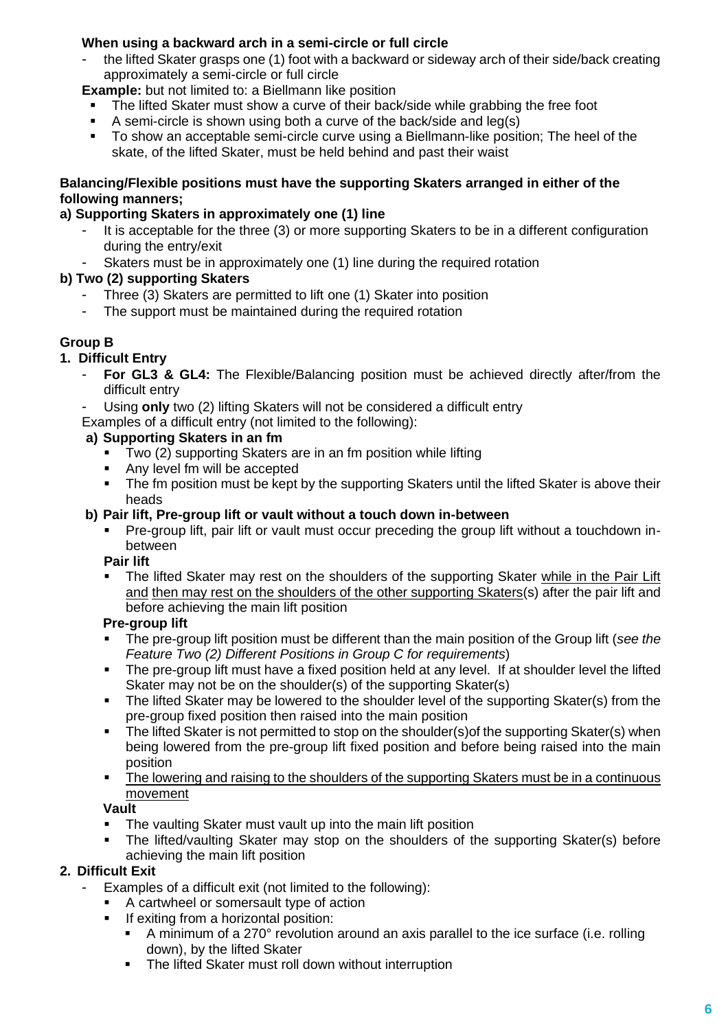**When using a backward arch in a semi-circle or full circle**

- the lifted Skater grasps one (1) foot with a backward or sideway arch of their side/back creating approximately a semi-circle or full circle

**Example:** but not limited to: a Biellmann like position

- The lifted Skater must show a curve of their back/side while grabbing the free foot
- A semi-circle is shown using both a curve of the back/side and leg(s)
- To show an acceptable semi-circle curve using a Biellmann-like position; The heel of the skate, of the lifted Skater, must be held behind and past their waist

**Balancing/Flexible positions must have the supporting Skaters arranged in either of the following manners;**

**a) Supporting Skaters in approximately one (1) line**

- It is acceptable for the three (3) or more supporting Skaters to be in a different configuration during the entry/exit
- Skaters must be in approximately one (1) line during the required rotation

**b) Two (2) supporting Skaters**

- Three (3) Skaters are permitted to lift one (1) Skater into position
- The support must be maintained during the required rotation

**Group B**

**1. Difficult Entry**

- **For GL3 & GL4:** The Flexible/Balancing position must be achieved directly after/from the difficult entry
- Using **only** two (2) lifting Skaters will not be considered a difficult entry

Examples of a difficult entry (not limited to the following):

**a) Supporting Skaters in an fm**

- Two (2) supporting Skaters are in an fm position while lifting
- Any level fm will be accepted
- The fm position must be kept by the supporting Skaters until the lifted Skater is above their heads

**b) Pair lift, Pre-group lift or vault without a touch down in-between**

- Pre-group lift, pair lift or vault must occur preceding the group lift without a touchdown in-between

**Pair lift**

- The lifted Skater may rest on the shoulders of the supporting Skater <u>while in the Pair Lift and</u> <u>then may rest on the shoulders of the other supporting Skaters</u>(s) after the pair lift and before achieving the main lift position

**Pre-group lift**

- The pre-group lift position must be different than the main position of the Group lift (*see the Feature Two (2) Different Positions in Group C for requirements*)
- The pre-group lift must have a fixed position held at any level. If at shoulder level the lifted Skater may not be on the shoulder(s) of the supporting Skater(s)
- The lifted Skater may be lowered to the shoulder level of the supporting Skater(s) from the pre-group fixed position then raised into the main position
- The lifted Skater is not permitted to stop on the shoulder(s)of the supporting Skater(s) when being lowered from the pre-group lift fixed position and before being raised into the main position
- <u>The lowering and raising to the shoulders of the supporting Skaters must be in a continuous movement</u>

**Vault**

- The vaulting Skater must vault up into the main lift position
- The lifted/vaulting Skater may stop on the shoulders of the supporting Skater(s) before achieving the main lift position

**2. Difficult Exit**

- Examples of a difficult exit (not limited to the following):
  - A cartwheel or somersault type of action
  - If exiting from a horizontal position:
    - A minimum of a 270° revolution around an axis parallel to the ice surface (i.e. rolling down), by the lifted Skater
    - The lifted Skater must roll down without interruption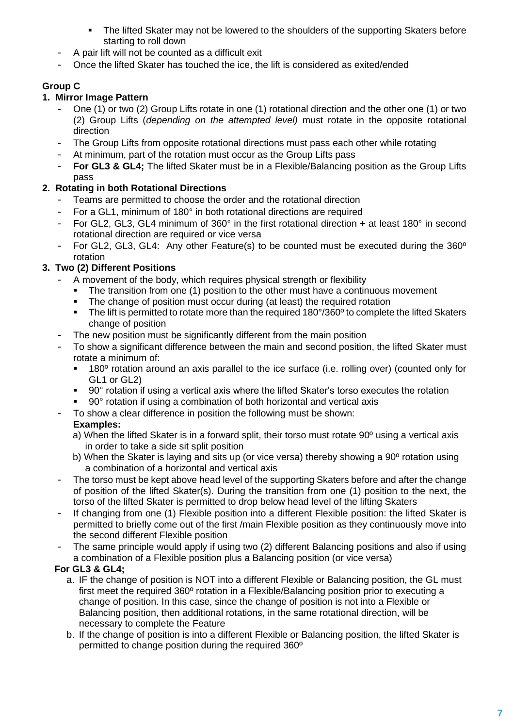- The lifted Skater may not be lowered to the shoulders of the supporting Skaters before starting to roll down

- A pair lift will not be counted as a difficult exit
- Once the lifted Skater has touched the ice, the lift is considered as exited/ended

**Group C**

**1. Mirror Image Pattern**

- One (1) or two (2) Group Lifts rotate in one (1) rotational direction and the other one (1) or two (2) Group Lifts (*depending on the attempted level)* must rotate in the opposite rotational direction
- The Group Lifts from opposite rotational directions must pass each other while rotating
- At minimum, part of the rotation must occur as the Group Lifts pass
- **For GL3 & GL4;** The lifted Skater must be in a Flexible/Balancing position as the Group Lifts pass

**2. Rotating in both Rotational Directions**

- Teams are permitted to choose the order and the rotational direction
- For a GL1, minimum of 180° in both rotational directions are required
- For GL2, GL3, GL4 minimum of 360° in the first rotational direction + at least 180° in second rotational direction are required or vice versa
- For GL2, GL3, GL4: Any other Feature(s) to be counted must be executed during the 360º rotation

**3. Two (2) Different Positions**

- A movement of the body, which requires physical strength or flexibility
  - The transition from one (1) position to the other must have a continuous movement
  - The change of position must occur during (at least) the required rotation
  - The lift is permitted to rotate more than the required 180°/360º to complete the lifted Skaters change of position
- The new position must be significantly different from the main position
- To show a significant difference between the main and second position, the lifted Skater must rotate a minimum of:
  - 180º rotation around an axis parallel to the ice surface (i.e. rolling over) (counted only for GL1 or GL2)
  - 90° rotation if using a vertical axis where the lifted Skater's torso executes the rotation
  - 90° rotation if using a combination of both horizontal and vertical axis
- To show a clear difference in position the following must be shown:

  **Examples:**

  a) When the lifted Skater is in a forward split, their torso must rotate 90º using a vertical axis in order to take a side sit split position

  b) When the Skater is laying and sits up (or vice versa) thereby showing a 90º rotation using a combination of a horizontal and vertical axis
- The torso must be kept above head level of the supporting Skaters before and after the change of position of the lifted Skater(s). During the transition from one (1) position to the next, the torso of the lifted Skater is permitted to drop below head level of the lifting Skaters
- If changing from one (1) Flexible position into a different Flexible position: the lifted Skater is permitted to briefly come out of the first /main Flexible position as they continuously move into the second different Flexible position
- The same principle would apply if using two (2) different Balancing positions and also if using a combination of a Flexible position plus a Balancing position (or vice versa)

**For GL3 & GL4;**

a. IF the change of position is NOT into a different Flexible or Balancing position, the GL must first meet the required 360º rotation in a Flexible/Balancing position prior to executing a change of position. In this case, since the change of position is not into a Flexible or Balancing position, then additional rotations, in the same rotational direction, will be necessary to complete the Feature

b. If the change of position is into a different Flexible or Balancing position, the lifted Skater is permitted to change position during the required 360º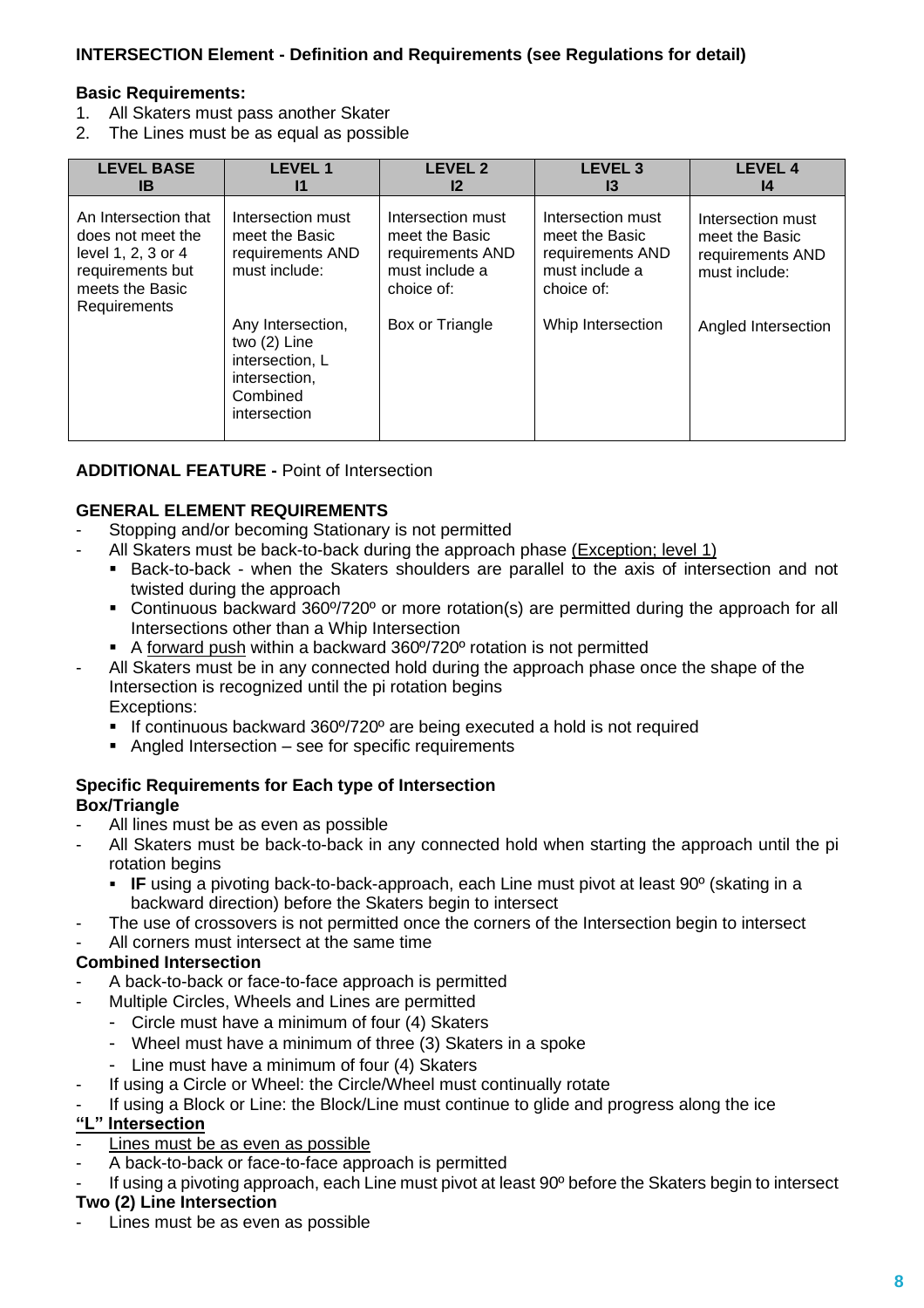**INTERSECTION Element - Definition and Requirements (see Regulations for detail)**

**Basic Requirements:**
1. All Skaters must pass another Skater
2. The Lines must be as equal as possible

| LEVEL BASE IB | LEVEL 1 I1 | LEVEL 2 I2 | LEVEL 3 I3 | LEVEL 4 I4 |
|---|---|---|---|---|
| An Intersection that does not meet the level 1, 2, 3 or 4 requirements but meets the Basic Requirements | Intersection must meet the Basic requirements AND must include:<br><br>Any Intersection, two (2) Line intersection, L intersection, Combined intersection | Intersection must meet the Basic requirements AND must include a choice of:<br><br>Box or Triangle | Intersection must meet the Basic requirements AND must include a choice of:<br><br>Whip Intersection | Intersection must meet the Basic requirements AND must include:<br><br>Angled Intersection |

**ADDITIONAL FEATURE -** Point of Intersection

**GENERAL ELEMENT REQUIREMENTS**
- Stopping and/or becoming Stationary is not permitted
- All Skaters must be back-to-back during the approach phase <u>(Exception; level 1)</u>
  - Back-to-back - when the Skaters shoulders are parallel to the axis of intersection and not twisted during the approach
  - Continuous backward 360º/720º or more rotation(s) are permitted during the approach for all Intersections other than a Whip Intersection
  - A <u>forward push</u> within a backward 360º/720º rotation is not permitted
- All Skaters must be in any connected hold during the approach phase once the shape of the Intersection is recognized until the pi rotation begins
  Exceptions:
  - If continuous backward 360º/720º are being executed a hold is not required
  - Angled Intersection – see for specific requirements

**Specific Requirements for Each type of Intersection**
**Box/Triangle**
- All lines must be as even as possible
- All Skaters must be back-to-back in any connected hold when starting the approach until the pi rotation begins
  - **IF** using a pivoting back-to-back-approach, each Line must pivot at least 90º (skating in a backward direction) before the Skaters begin to intersect
- The use of crossovers is not permitted once the corners of the Intersection begin to intersect
- All corners must intersect at the same time

**Combined Intersection**
- A back-to-back or face-to-face approach is permitted
- Multiple Circles, Wheels and Lines are permitted
  - Circle must have a minimum of four (4) Skaters
  - Wheel must have a minimum of three (3) Skaters in a spoke
  - Line must have a minimum of four (4) Skaters
- If using a Circle or Wheel: the Circle/Wheel must continually rotate
- If using a Block or Line: the Block/Line must continue to glide and progress along the ice

**<u>"L" Intersection</u>**
- <u>Lines must be as even as possible</u>
- A back-to-back or face-to-face approach is permitted
- If using a pivoting approach, each Line must pivot at least 90º before the Skaters begin to intersect

**Two (2) Line Intersection**
- Lines must be as even as possible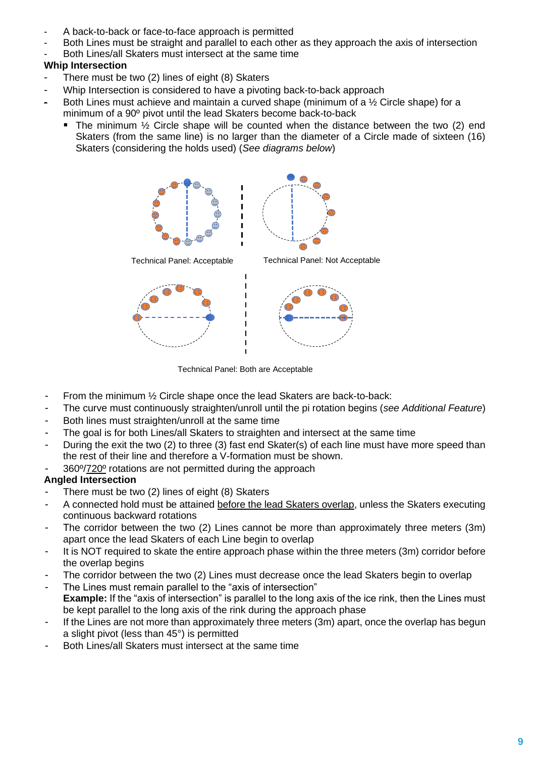- A back-to-back or face-to-face approach is permitted
- Both Lines must be straight and parallel to each other as they approach the axis of intersection
- Both Lines/all Skaters must intersect at the same time

**Whip Intersection**

- There must be two (2) lines of eight (8) Skaters
- Whip Intersection is considered to have a pivoting back-to-back approach
- Both Lines must achieve and maintain a curved shape (minimum of a ½ Circle shape) for a minimum of a 90º pivot until the lead Skaters become back-to-back
  - The minimum ½ Circle shape will be counted when the distance between the two (2) end Skaters (from the same line) is no larger than the diameter of a Circle made of sixteen (16) Skaters (considering the holds used) (*See diagrams below*)

Technical Panel: Acceptable

Technical Panel: Not Acceptable

Technical Panel: Both are Acceptable

- From the minimum ½ Circle shape once the lead Skaters are back-to-back:
- The curve must continuously straighten/unroll until the pi rotation begins (*see Additional Feature*)
- Both lines must straighten/unroll at the same time
- The goal is for both Lines/all Skaters to straighten and intersect at the same time
- During the exit the two (2) to three (3) fast end Skater(s) of each line must have more speed than the rest of their line and therefore a V-formation must be shown.
- 360º/720º rotations are not permitted during the approach

**Angled Intersection**

- There must be two (2) lines of eight (8) Skaters
- A connected hold must be attained before the lead Skaters overlap, unless the Skaters executing continuous backward rotations
- The corridor between the two (2) Lines cannot be more than approximately three meters (3m) apart once the lead Skaters of each Line begin to overlap
- It is NOT required to skate the entire approach phase within the three meters (3m) corridor before the overlap begins
- The corridor between the two (2) Lines must decrease once the lead Skaters begin to overlap
- The Lines must remain parallel to the "axis of intersection"
  **Example:** If the "axis of intersection" is parallel to the long axis of the ice rink, then the Lines must be kept parallel to the long axis of the rink during the approach phase
- If the Lines are not more than approximately three meters (3m) apart, once the overlap has begun a slight pivot (less than 45°) is permitted
- Both Lines/all Skaters must intersect at the same time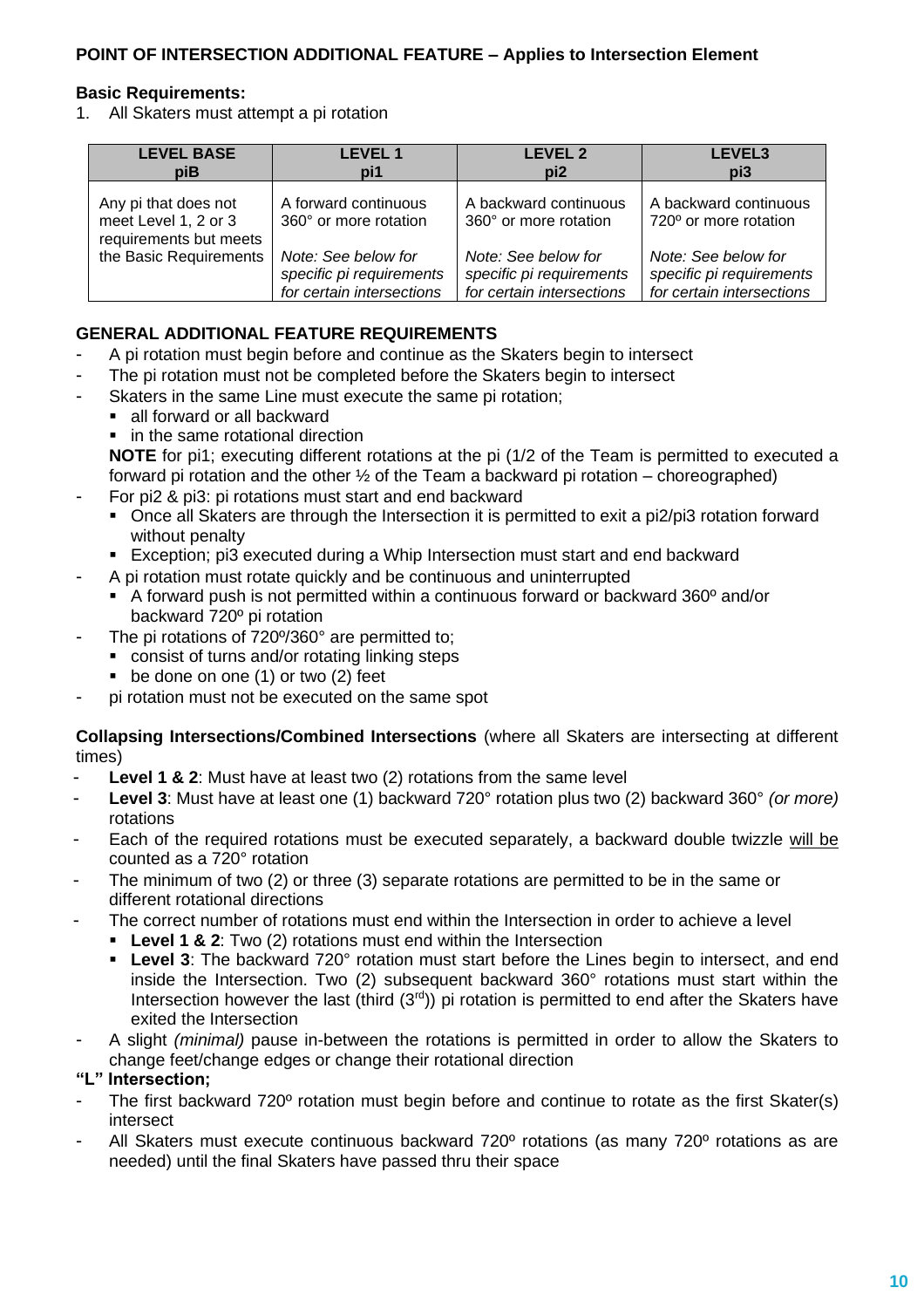**POINT OF INTERSECTION ADDITIONAL FEATURE – Applies to Intersection Element**

**Basic Requirements:**

1. All Skaters must attempt a pi rotation

| LEVEL BASE piB | LEVEL 1 pi1 | LEVEL 2 pi2 | LEVEL3 pi3 |
|---|---|---|---|
| Any pi that does not meet Level 1, 2 or 3 requirements but meets the Basic Requirements | A forward continuous 360° or more rotation<br><br>*Note: See below for specific pi requirements for certain intersections* | A backward continuous 360° or more rotation<br><br>*Note: See below for specific pi requirements for certain intersections* | A backward continuous 720º or more rotation<br><br>*Note: See below for specific pi requirements for certain intersections* |

**GENERAL ADDITIONAL FEATURE REQUIREMENTS**

- A pi rotation must begin before and continue as the Skaters begin to intersect
- The pi rotation must not be completed before the Skaters begin to intersect
- Skaters in the same Line must execute the same pi rotation;
  - all forward or all backward
  - in the same rotational direction

  **NOTE** for pi1; executing different rotations at the pi (1/2 of the Team is permitted to executed a forward pi rotation and the other ½ of the Team a backward pi rotation – choreographed)
- For pi2 & pi3: pi rotations must start and end backward
  - Once all Skaters are through the Intersection it is permitted to exit a pi2/pi3 rotation forward without penalty
  - Exception; pi3 executed during a Whip Intersection must start and end backward
- A pi rotation must rotate quickly and be continuous and uninterrupted
  - A forward push is not permitted within a continuous forward or backward 360º and/or backward 720º pi rotation
- The pi rotations of 720º/360° are permitted to;
  - consist of turns and/or rotating linking steps
  - be done on one (1) or two (2) feet
- pi rotation must not be executed on the same spot

**Collapsing Intersections/Combined Intersections** (where all Skaters are intersecting at different times)

- **Level 1 & 2**: Must have at least two (2) rotations from the same level
- **Level 3**: Must have at least one (1) backward 720° rotation plus two (2) backward 360° *(or more)* rotations
- Each of the required rotations must be executed separately, a backward double twizzle <u>will be</u> counted as a 720° rotation
- The minimum of two (2) or three (3) separate rotations are permitted to be in the same or different rotational directions
- The correct number of rotations must end within the Intersection in order to achieve a level
  - **Level 1 & 2**: Two (2) rotations must end within the Intersection
  - **Level 3**: The backward 720° rotation must start before the Lines begin to intersect, and end inside the Intersection. Two (2) subsequent backward 360° rotations must start within the Intersection however the last (third (3rd)) pi rotation is permitted to end after the Skaters have exited the Intersection
- A slight *(minimal)* pause in-between the rotations is permitted in order to allow the Skaters to change feet/change edges or change their rotational direction

**"L" Intersection;**

- The first backward 720º rotation must begin before and continue to rotate as the first Skater(s) intersect
- All Skaters must execute continuous backward 720º rotations (as many 720º rotations as are needed) until the final Skaters have passed thru their space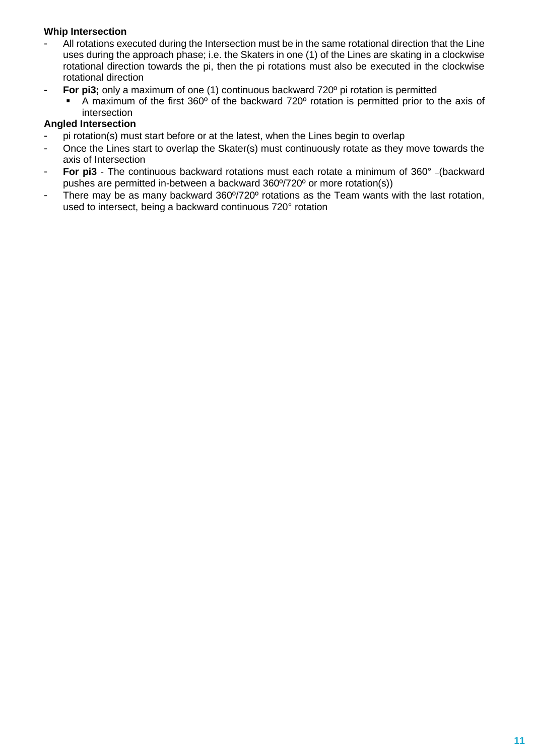**Whip Intersection**

- All rotations executed during the Intersection must be in the same rotational direction that the Line uses during the approach phase; i.e. the Skaters in one (1) of the Lines are skating in a clockwise rotational direction towards the pi, then the pi rotations must also be executed in the clockwise rotational direction
- **For pi3;** only a maximum of one (1) continuous backward 720º pi rotation is permitted
  - A maximum of the first 360º of the backward 720º rotation is permitted prior to the axis of intersection

**Angled Intersection**

- pi rotation(s) must start before or at the latest, when the Lines begin to overlap
- Once the Lines start to overlap the Skater(s) must continuously rotate as they move towards the axis of Intersection
- **For pi3** - The continuous backward rotations must each rotate a minimum of 360° -(backward pushes are permitted in-between a backward 360º/720º or more rotation(s))
- There may be as many backward 360º/720º rotations as the Team wants with the last rotation, used to intersect, being a backward continuous 720° rotation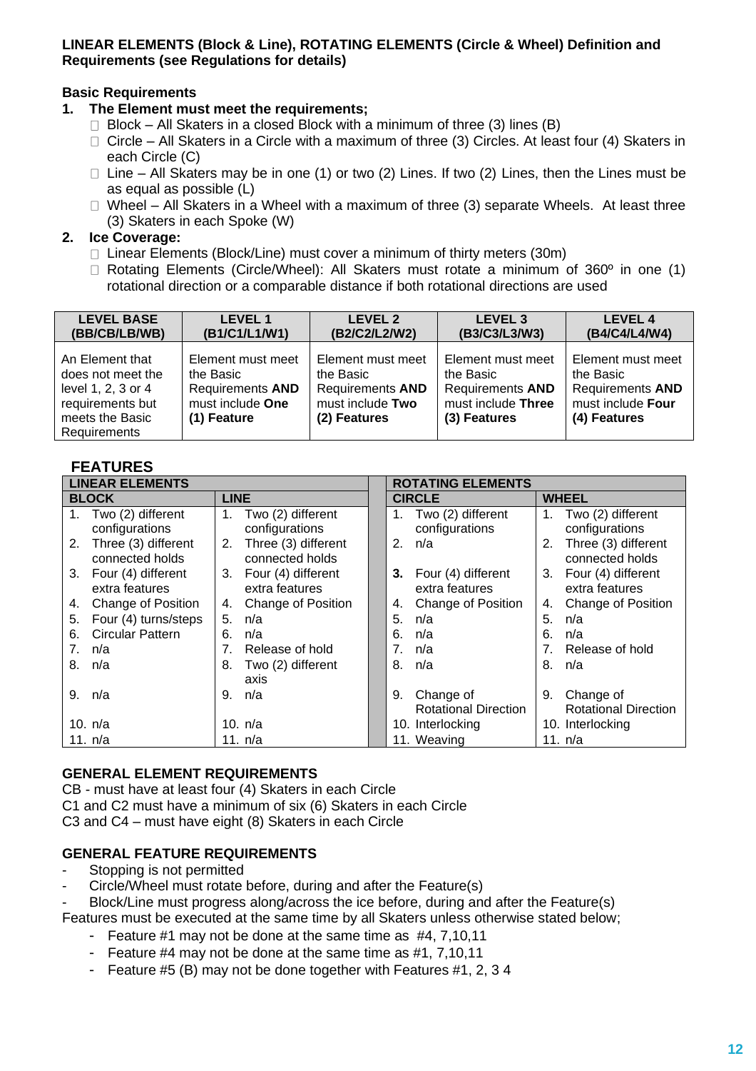**LINEAR ELEMENTS (Block & Line), ROTATING ELEMENTS (Circle & Wheel) Definition and Requirements (see Regulations for details)**

**Basic Requirements**

1. **The Element must meet the requirements;**
   - Block – All Skaters in a closed Block with a minimum of three (3) lines (B)
   - Circle – All Skaters in a Circle with a maximum of three (3) Circles. At least four (4) Skaters in each Circle (C)
   - Line – All Skaters may be in one (1) or two (2) Lines. If two (2) Lines, then the Lines must be as equal as possible (L)
   - Wheel – All Skaters in a Wheel with a maximum of three (3) separate Wheels. At least three (3) Skaters in each Spoke (W)
2. **Ice Coverage:**
   - Linear Elements (Block/Line) must cover a minimum of thirty meters (30m)
   - Rotating Elements (Circle/Wheel): All Skaters must rotate a minimum of 360º in one (1) rotational direction or a comparable distance if both rotational directions are used

| LEVEL BASE (BB/CB/LB/WB) | LEVEL 1 (B1/C1/L1/W1) | LEVEL 2 (B2/C2/L2/W2) | LEVEL 3 (B3/C3/L3/W3) | LEVEL 4 (B4/C4/L4/W4) |
|---|---|---|---|---|
| An Element that does not meet the level 1, 2, 3 or 4 requirements but meets the Basic Requirements | Element must meet the Basic Requirements **AND** must include **One (1) Feature** | Element must meet the Basic Requirements **AND** must include **Two (2) Features** | Element must meet the Basic Requirements **AND** must include **Three (3) Features** | Element must meet the Basic Requirements **AND** must include **Four (4) Features** |

## FEATURES

| LINEAR ELEMENTS | | ROTATING ELEMENTS | |
|---|---|---|---|
| **BLOCK** | **LINE** | **CIRCLE** | **WHEEL** |
| 1. Two (2) different configurations | 1. Two (2) different configurations | 1. Two (2) different configurations | 1. Two (2) different configurations |
| 2. Three (3) different connected holds | 2. Three (3) different connected holds | 2. n/a | 2. Three (3) different connected holds |
| 3. Four (4) different extra features | 3. Four (4) different extra features | **3.** Four (4) different extra features | 3. Four (4) different extra features |
| 4. Change of Position | 4. Change of Position | 4. Change of Position | 4. Change of Position |
| 5. Four (4) turns/steps | 5. n/a | 5. n/a | 5. n/a |
| 6. Circular Pattern | 6. n/a | 6. n/a | 6. n/a |
| 7. n/a | 7. Release of hold | 7. n/a | 7. Release of hold |
| 8. n/a | 8. Two (2) different axis | 8. n/a | 8. n/a |
| 9. n/a | 9. n/a | 9. Change of Rotational Direction | 9. Change of Rotational Direction |
| 10. n/a | 10. n/a | 10. Interlocking | 10. Interlocking |
| 11. n/a | 11. n/a | 11. Weaving | 11. n/a |

**GENERAL ELEMENT REQUIREMENTS**

CB - must have at least four (4) Skaters in each Circle
C1 and C2 must have a minimum of six (6) Skaters in each Circle
C3 and C4 – must have eight (8) Skaters in each Circle

**GENERAL FEATURE REQUIREMENTS**

- Stopping is not permitted
- Circle/Wheel must rotate before, during and after the Feature(s)
- Block/Line must progress along/across the ice before, during and after the Feature(s)

Features must be executed at the same time by all Skaters unless otherwise stated below;

- Feature #1 may not be done at the same time as #4, 7,10,11
- Feature #4 may not be done at the same time as #1, 7,10,11
- Feature #5 (B) may not be done together with Features #1, 2, 3 4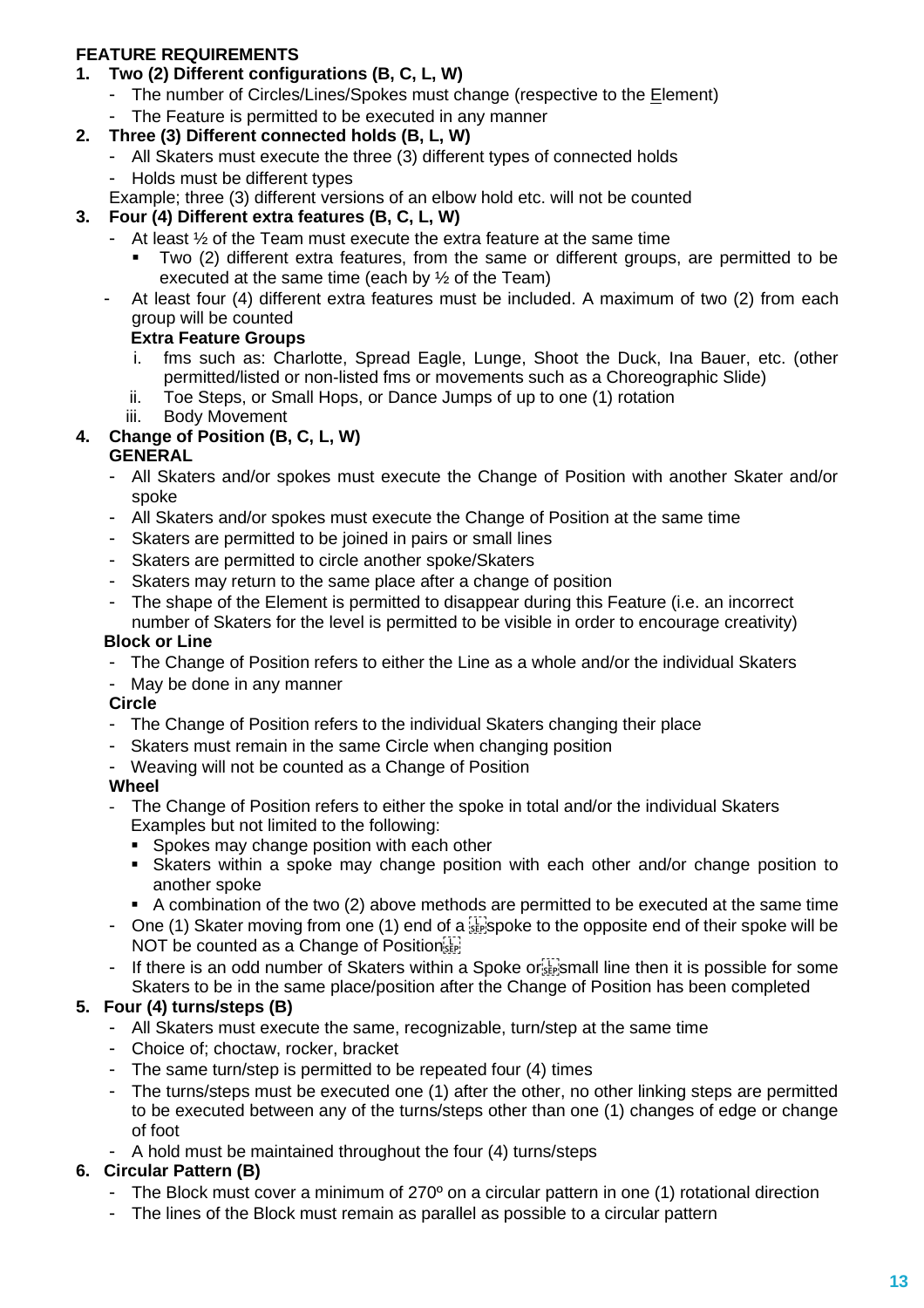**FEATURE REQUIREMENTS**

**1. Two (2) Different configurations (B, C, L, W)**
- The number of Circles/Lines/Spokes must change (respective to the Element)
- The Feature is permitted to be executed in any manner

**2. Three (3) Different connected holds (B, L, W)**
- All Skaters must execute the three (3) different types of connected holds
- Holds must be different types

Example; three (3) different versions of an elbow hold etc. will not be counted

**3. Four (4) Different extra features (B, C, L, W)**
- At least ½ of the Team must execute the extra feature at the same time
  - Two (2) different extra features, from the same or different groups, are permitted to be executed at the same time (each by ½ of the Team)
- At least four (4) different extra features must be included. A maximum of two (2) from each group will be counted

**Extra Feature Groups**

i. fms such as: Charlotte, Spread Eagle, Lunge, Shoot the Duck, Ina Bauer, etc. (other permitted/listed or non-listed fms or movements such as a Choreographic Slide)
ii. Toe Steps, or Small Hops, or Dance Jumps of up to one (1) rotation
iii. Body Movement

**4. Change of Position (B, C, L, W)**

**GENERAL**
- All Skaters and/or spokes must execute the Change of Position with another Skater and/or spoke
- All Skaters and/or spokes must execute the Change of Position at the same time
- Skaters are permitted to be joined in pairs or small lines
- Skaters are permitted to circle another spoke/Skaters
- Skaters may return to the same place after a change of position
- The shape of the Element is permitted to disappear during this Feature (i.e. an incorrect number of Skaters for the level is permitted to be visible in order to encourage creativity)

**Block or Line**
- The Change of Position refers to either the Line as a whole and/or the individual Skaters
- May be done in any manner

**Circle**
- The Change of Position refers to the individual Skaters changing their place
- Skaters must remain in the same Circle when changing position
- Weaving will not be counted as a Change of Position

**Wheel**
- The Change of Position refers to either the spoke in total and/or the individual Skaters
  Examples but not limited to the following:
  - Spokes may change position with each other
  - Skaters within a spoke may change position with each other and/or change position to another spoke
  - A combination of the two (2) above methods are permitted to be executed at the same time
- One (1) Skater moving from one (1) end of a spoke to the opposite end of their spoke will be NOT be counted as a Change of Position
- If there is an odd number of Skaters within a Spoke or small line then it is possible for some Skaters to be in the same place/position after the Change of Position has been completed

**5. Four (4) turns/steps (B)**
- All Skaters must execute the same, recognizable, turn/step at the same time
- Choice of; choctaw, rocker, bracket
- The same turn/step is permitted to be repeated four (4) times
- The turns/steps must be executed one (1) after the other, no other linking steps are permitted to be executed between any of the turns/steps other than one (1) changes of edge or change of foot
- A hold must be maintained throughout the four (4) turns/steps

**6. Circular Pattern (B)**
- The Block must cover a minimum of 270º on a circular pattern in one (1) rotational direction
- The lines of the Block must remain as parallel as possible to a circular pattern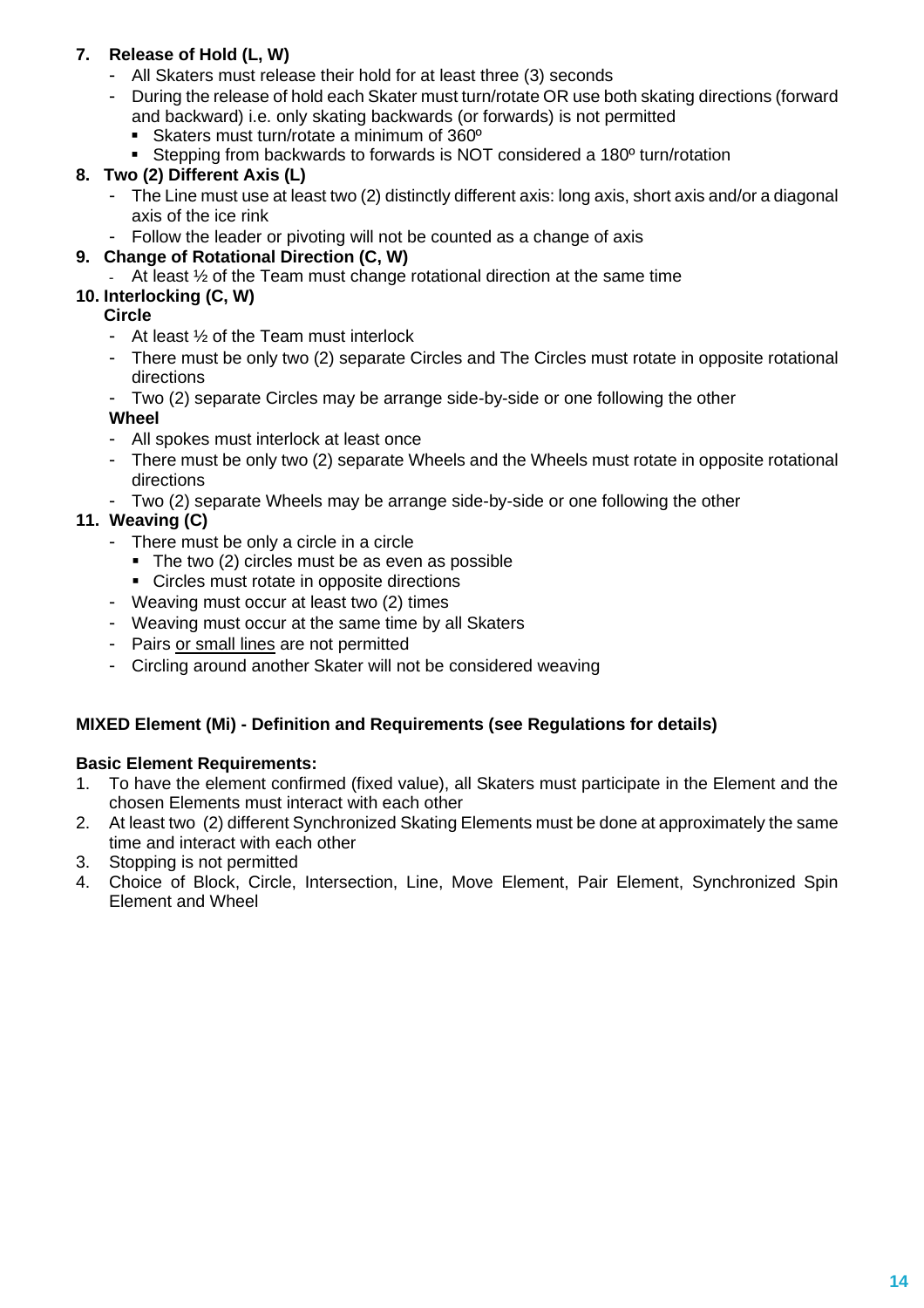**7. Release of Hold (L, W)**

- All Skaters must release their hold for at least three (3) seconds
- During the release of hold each Skater must turn/rotate OR use both skating directions (forward and backward) i.e. only skating backwards (or forwards) is not permitted
  - Skaters must turn/rotate a minimum of 360º
  - Stepping from backwards to forwards is NOT considered a 180º turn/rotation

**8. Two (2) Different Axis (L)**

- The Line must use at least two (2) distinctly different axis: long axis, short axis and/or a diagonal axis of the ice rink
- Follow the leader or pivoting will not be counted as a change of axis

**9. Change of Rotational Direction (C, W)**

- At least ½ of the Team must change rotational direction at the same time

**10. Interlocking (C, W)**

**Circle**

- At least ½ of the Team must interlock
- There must be only two (2) separate Circles and The Circles must rotate in opposite rotational directions
- Two (2) separate Circles may be arrange side-by-side or one following the other

**Wheel**

- All spokes must interlock at least once
- There must be only two (2) separate Wheels and the Wheels must rotate in opposite rotational directions
- Two (2) separate Wheels may be arrange side-by-side or one following the other

**11. Weaving (C)**

- There must be only a circle in a circle
  - The two (2) circles must be as even as possible
  - Circles must rotate in opposite directions
- Weaving must occur at least two (2) times
- Weaving must occur at the same time by all Skaters
- Pairs or small lines are not permitted
- Circling around another Skater will not be considered weaving

**MIXED Element (Mi) - Definition and Requirements (see Regulations for details)**

**Basic Element Requirements:**

1. To have the element confirmed (fixed value), all Skaters must participate in the Element and the chosen Elements must interact with each other
2. At least two (2) different Synchronized Skating Elements must be done at approximately the same time and interact with each other
3. Stopping is not permitted
4. Choice of Block, Circle, Intersection, Line, Move Element, Pair Element, Synchronized Spin Element and Wheel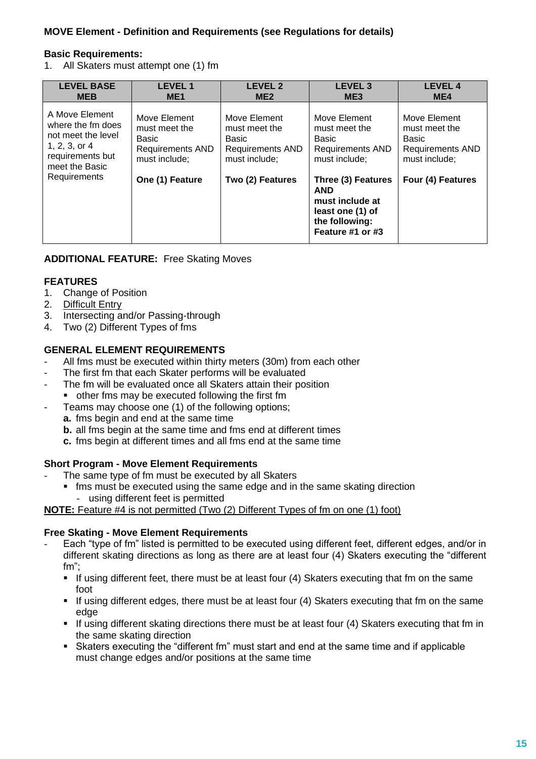### MOVE Element - Definition and Requirements (see Regulations for details)

**Basic Requirements:**

1. All Skaters must attempt one (1) fm

| LEVEL BASE MEB | LEVEL 1 ME1 | LEVEL 2 ME2 | LEVEL 3 ME3 | LEVEL 4 ME4 |
|---|---|---|---|---|
| A Move Element where the fm does not meet the level 1, 2, 3, or 4 requirements but meet the Basic Requirements | Move Element must meet the Basic Requirements AND must include;<br><br>**One (1) Feature** | Move Element must meet the Basic Requirements AND must include;<br><br>**Two (2) Features** | Move Element must meet the Basic Requirements AND must include;<br><br>**Three (3) Features AND must include at least one (1) of the following: Feature #1 or #3** | Move Element must meet the Basic Requirements AND must include;<br><br>**Four (4) Features** |

**ADDITIONAL FEATURE:** Free Skating Moves

**FEATURES**

1. Change of Position
2. <u>Difficult Entry</u>
3. Intersecting and/or Passing-through
4. Two (2) Different Types of fms

**GENERAL ELEMENT REQUIREMENTS**

- All fms must be executed within thirty meters (30m) from each other
- The first fm that each Skater performs will be evaluated
- The fm will be evaluated once all Skaters attain their position
  - other fms may be executed following the first fm
- Teams may choose one (1) of the following options;
  **a.** fms begin and end at the same time
  **b.** all fms begin at the same time and fms end at different times
  **c.** fms begin at different times and all fms end at the same time

**Short Program - Move Element Requirements**

- The same type of fm must be executed by all Skaters
  - fms must be executed using the same edge and in the same skating direction
    - using different feet is permitted

<u>**NOTE:** Feature #4 is not permitted (Two (2) Different Types of fm on one (1) foot)</u>

**Free Skating - Move Element Requirements**

- Each "type of fm" listed is permitted to be executed using different feet, different edges, and/or in different skating directions as long as there are at least four (4) Skaters executing the "different fm";
  - If using different feet, there must be at least four (4) Skaters executing that fm on the same foot
  - If using different edges, there must be at least four (4) Skaters executing that fm on the same edge
  - If using different skating directions there must be at least four (4) Skaters executing that fm in the same skating direction
  - Skaters executing the "different fm" must start and end at the same time and if applicable must change edges and/or positions at the same time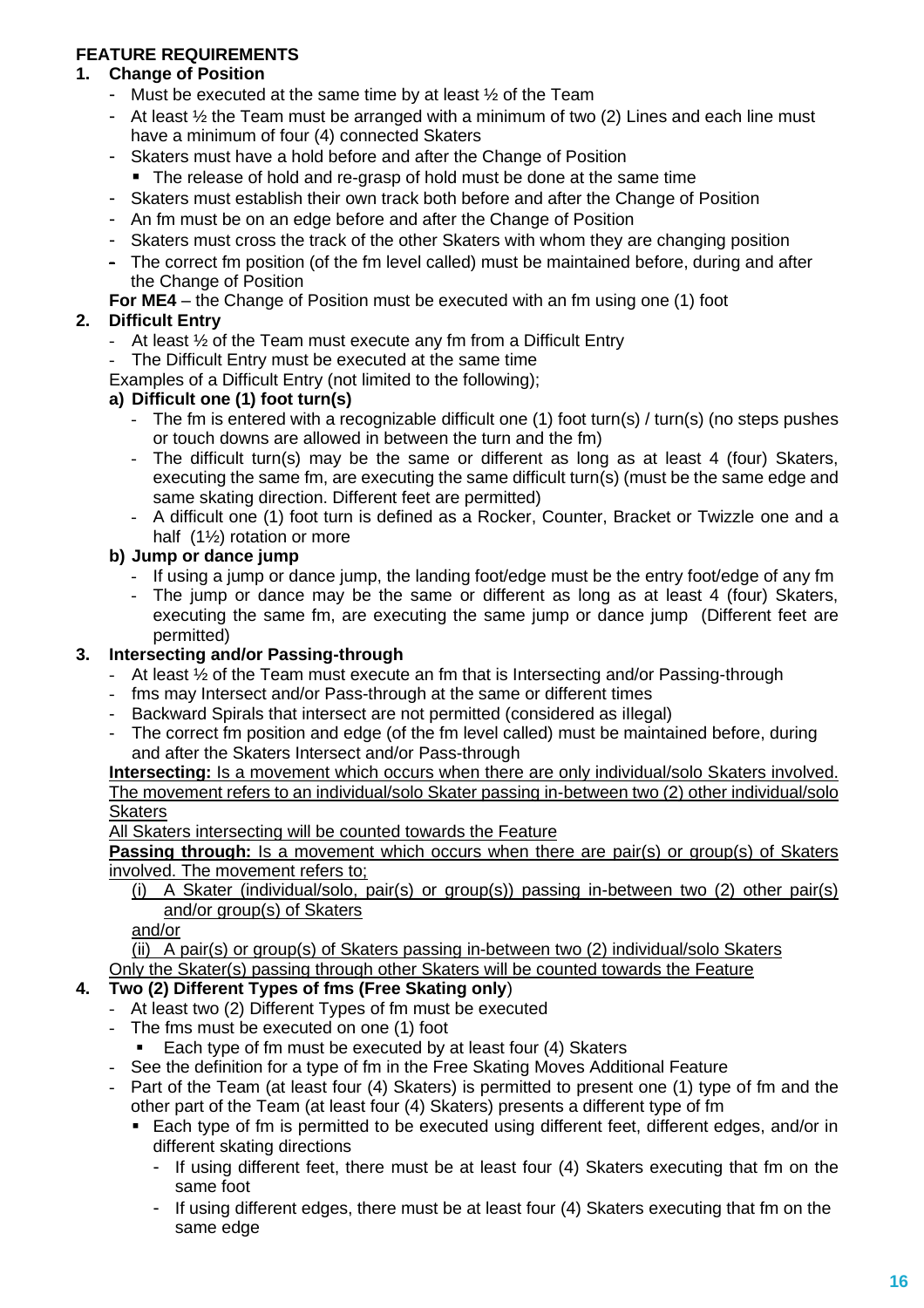**FEATURE REQUIREMENTS**

1. **Change of Position**
   - Must be executed at the same time by at least ½ of the Team
   - At least ½ the Team must be arranged with a minimum of two (2) Lines and each line must have a minimum of four (4) connected Skaters
   - Skaters must have a hold before and after the Change of Position
     - The release of hold and re-grasp of hold must be done at the same time
   - Skaters must establish their own track both before and after the Change of Position
   - An fm must be on an edge before and after the Change of Position
   - Skaters must cross the track of the other Skaters with whom they are changing position
   - The correct fm position (of the fm level called) must be maintained before, during and after the Change of Position

   **For ME4** – the Change of Position must be executed with an fm using one (1) foot

2. **Difficult Entry**
   - At least ½ of the Team must execute any fm from a Difficult Entry
   - The Difficult Entry must be executed at the same time

   Examples of a Difficult Entry (not limited to the following);

   **a) Difficult one (1) foot turn(s)**
   - The fm is entered with a recognizable difficult one (1) foot turn(s) / turn(s) (no steps pushes or touch downs are allowed in between the turn and the fm)
   - The difficult turn(s) may be the same or different as long as at least 4 (four) Skaters, executing the same fm, are executing the same difficult turn(s) (must be the same edge and same skating direction. Different feet are permitted)
   - A difficult one (1) foot turn is defined as a Rocker, Counter, Bracket or Twizzle one and a half (1½) rotation or more

   **b) Jump or dance jump**
   - If using a jump or dance jump, the landing foot/edge must be the entry foot/edge of any fm
   - The jump or dance may be the same or different as long as at least 4 (four) Skaters, executing the same fm, are executing the same jump or dance jump (Different feet are permitted)

3. **Intersecting and/or Passing-through**
   - At least ½ of the Team must execute an fm that is Intersecting and/or Passing-through
   - fms may Intersect and/or Pass-through at the same or different times
   - Backward Spirals that intersect are not permitted (considered as illegal)
   - The correct fm position and edge (of the fm level called) must be maintained before, during and after the Skaters Intersect and/or Pass-through

   **Intersecting:** Is a movement which occurs when there are only individual/solo Skaters involved. The movement refers to an individual/solo Skater passing in-between two (2) other individual/solo Skaters

   All Skaters intersecting will be counted towards the Feature

   **Passing through:** Is a movement which occurs when there are pair(s) or group(s) of Skaters involved. The movement refers to;

   (i) A Skater (individual/solo, pair(s) or group(s)) passing in-between two (2) other pair(s) and/or group(s) of Skaters

   and/or

   (ii) A pair(s) or group(s) of Skaters passing in-between two (2) individual/solo Skaters

   Only the Skater(s) passing through other Skaters will be counted towards the Feature

4. **Two (2) Different Types of fms (Free Skating only)**
   - At least two (2) Different Types of fm must be executed
   - The fms must be executed on one (1) foot
     - Each type of fm must be executed by at least four (4) Skaters
   - See the definition for a type of fm in the Free Skating Moves Additional Feature
   - Part of the Team (at least four (4) Skaters) is permitted to present one (1) type of fm and the other part of the Team (at least four (4) Skaters) presents a different type of fm
     - Each type of fm is permitted to be executed using different feet, different edges, and/or in different skating directions
       - If using different feet, there must be at least four (4) Skaters executing that fm on the same foot
       - If using different edges, there must be at least four (4) Skaters executing that fm on the same edge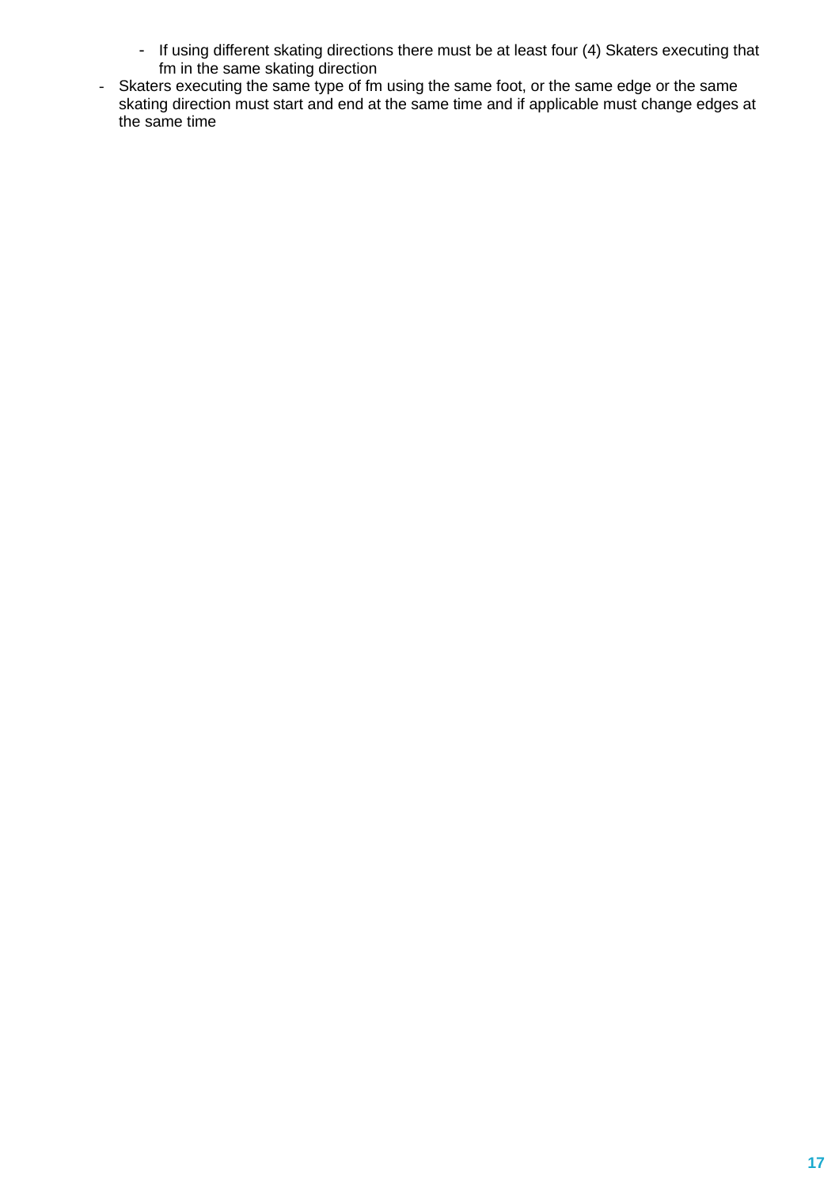- If using different skating directions there must be at least four (4) Skaters executing that fm in the same skating direction
- Skaters executing the same type of fm using the same foot, or the same edge or the same skating direction must start and end at the same time and if applicable must change edges at the same time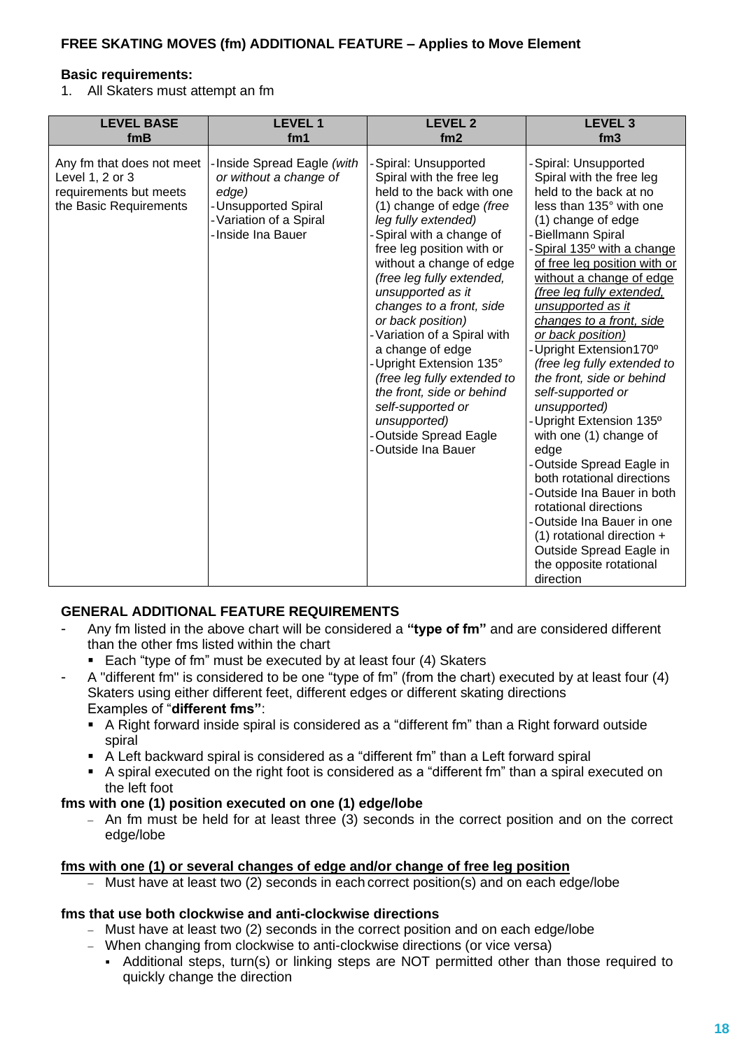**FREE SKATING MOVES (fm) ADDITIONAL FEATURE – Applies to Move Element**

**Basic requirements:**

1. All Skaters must attempt an fm

| LEVEL BASE fmB | LEVEL 1 fm1 | LEVEL 2 fm2 | LEVEL 3 fm3 |
|---|---|---|---|
| Any fm that does not meet Level 1, 2 or 3 requirements but meets the Basic Requirements | - Inside Spread Eagle *(with or without a change of edge)*<br>- Unsupported Spiral<br>- Variation of a Spiral<br>- Inside Ina Bauer | - Spiral: Unsupported Spiral with the free leg held to the back with one (1) change of edge *(free leg fully extended)*<br>- Spiral with a change of free leg position with or without a change of edge *(free leg fully extended, unsupported as it changes to a front, side or back position)*<br>- Variation of a Spiral with a change of edge<br>- Upright Extension 135° *(free leg fully extended to the front, side or behind self-supported or unsupported)*<br>- Outside Spread Eagle<br>- Outside Ina Bauer | - Spiral: Unsupported Spiral with the free leg held to the back at no less than 135° with one (1) change of edge<br>- Biellmann Spiral<br>- <u>Spiral 135º with a change of free leg position with or without a change of edge</u> <u>*(free leg fully extended, unsupported as it changes to a front, side or back position)*</u><br>- Upright Extension170º *(free leg fully extended to the front, side or behind self-supported or unsupported)*<br>- Upright Extension 135º with one (1) change of edge<br>- Outside Spread Eagle in both rotational directions<br>- Outside Ina Bauer in both rotational directions<br>- Outside Ina Bauer in one (1) rotational direction + Outside Spread Eagle in the opposite rotational direction |

**GENERAL ADDITIONAL FEATURE REQUIREMENTS**

- Any fm listed in the above chart will be considered a **"type of fm"** and are considered different than the other fms listed within the chart
  - Each "type of fm" must be executed by at least four (4) Skaters
- A "different fm" is considered to be one "type of fm" (from the chart) executed by at least four (4) Skaters using either different feet, different edges or different skating directions
  Examples of "**different fms"**:
  - A Right forward inside spiral is considered as a "different fm" than a Right forward outside spiral
  - A Left backward spiral is considered as a "different fm" than a Left forward spiral
  - A spiral executed on the right foot is considered as a "different fm" than a spiral executed on the left foot

**fms with one (1) position executed on one (1) edge/lobe**

- An fm must be held for at least three (3) seconds in the correct position and on the correct edge/lobe

<u>**fms with one (1) or several changes of edge and/or change of free leg position**</u>

- Must have at least two (2) seconds in each correct position(s) and on each edge/lobe

**fms that use both clockwise and anti-clockwise directions**

- Must have at least two (2) seconds in the correct position and on each edge/lobe
- When changing from clockwise to anti-clockwise directions (or vice versa)
  - Additional steps, turn(s) or linking steps are NOT permitted other than those required to quickly change the direction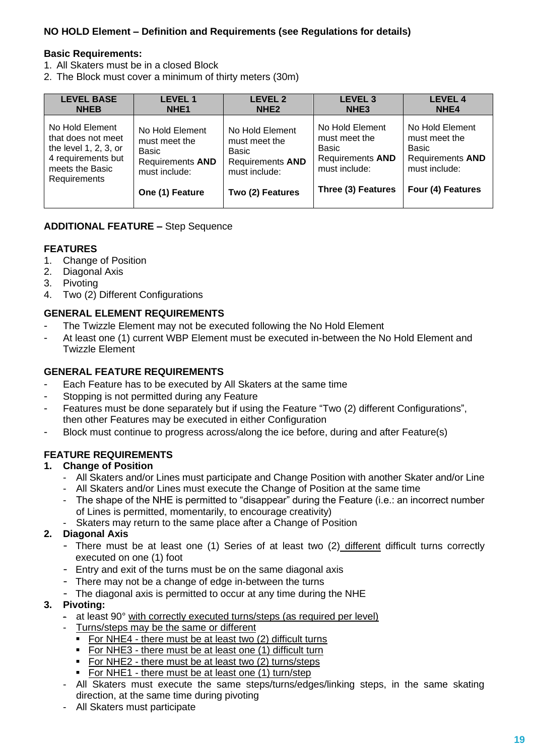**NO HOLD Element – Definition and Requirements (see Regulations for details)**

**Basic Requirements:**

1. All Skaters must be in a closed Block
2. The Block must cover a minimum of thirty meters (30m)

| LEVEL BASE NHEB | LEVEL 1 NHE1 | LEVEL 2 NHE2 | LEVEL 3 NHE3 | LEVEL 4 NHE4 |
|---|---|---|---|---|
| No Hold Element that does not meet the level 1, 2, 3, or 4 requirements but meets the Basic Requirements | No Hold Element must meet the Basic Requirements **AND** must include: **One (1) Feature** | No Hold Element must meet the Basic Requirements **AND** must include: **Two (2) Features** | No Hold Element must meet the Basic Requirements **AND** must include: **Three (3) Features** | No Hold Element must meet the Basic Requirements **AND** must include: **Four (4) Features** |

**ADDITIONAL FEATURE –** Step Sequence

**FEATURES**

1. Change of Position
2. Diagonal Axis
3. Pivoting
4. Two (2) Different Configurations

**GENERAL ELEMENT REQUIREMENTS**

- The Twizzle Element may not be executed following the No Hold Element
- At least one (1) current WBP Element must be executed in-between the No Hold Element and Twizzle Element

**GENERAL FEATURE REQUIREMENTS**

- Each Feature has to be executed by All Skaters at the same time
- Stopping is not permitted during any Feature
- Features must be done separately but if using the Feature "Two (2) different Configurations", then other Features may be executed in either Configuration
- Block must continue to progress across/along the ice before, during and after Feature(s)

**FEATURE REQUIREMENTS**

1. **Change of Position**
   - All Skaters and/or Lines must participate and Change Position with another Skater and/or Line
   - All Skaters and/or Lines must execute the Change of Position at the same time
   - The shape of the NHE is permitted to "disappear" during the Feature (i.e.: an incorrect number of Lines is permitted, momentarily, to encourage creativity)
   - Skaters may return to the same place after a Change of Position
2. **Diagonal Axis**
   - There must be at least one (1) Series of at least two (2) <u>different</u> difficult turns correctly executed on one (1) foot
   - Entry and exit of the turns must be on the same diagonal axis
   - There may not be a change of edge in-between the turns
   - The diagonal axis is permitted to occur at any time during the NHE
3. **Pivoting:**
   - at least 90° <u>with correctly executed turns/steps (as required per level)</u>
   - <u>Turns/steps may be the same or different</u>
     - <u>For NHE4 - there must be at least two (2) difficult turns</u>
     - <u>For NHE3 - there must be at least one (1) difficult turn</u>
     - <u>For NHE2 - there must be at least two (2) turns/steps</u>
     - <u>For NHE1 - there must be at least one (1) turn/step</u>
   - All Skaters must execute the same steps/turns/edges/linking steps, in the same skating direction, at the same time during pivoting
   - All Skaters must participate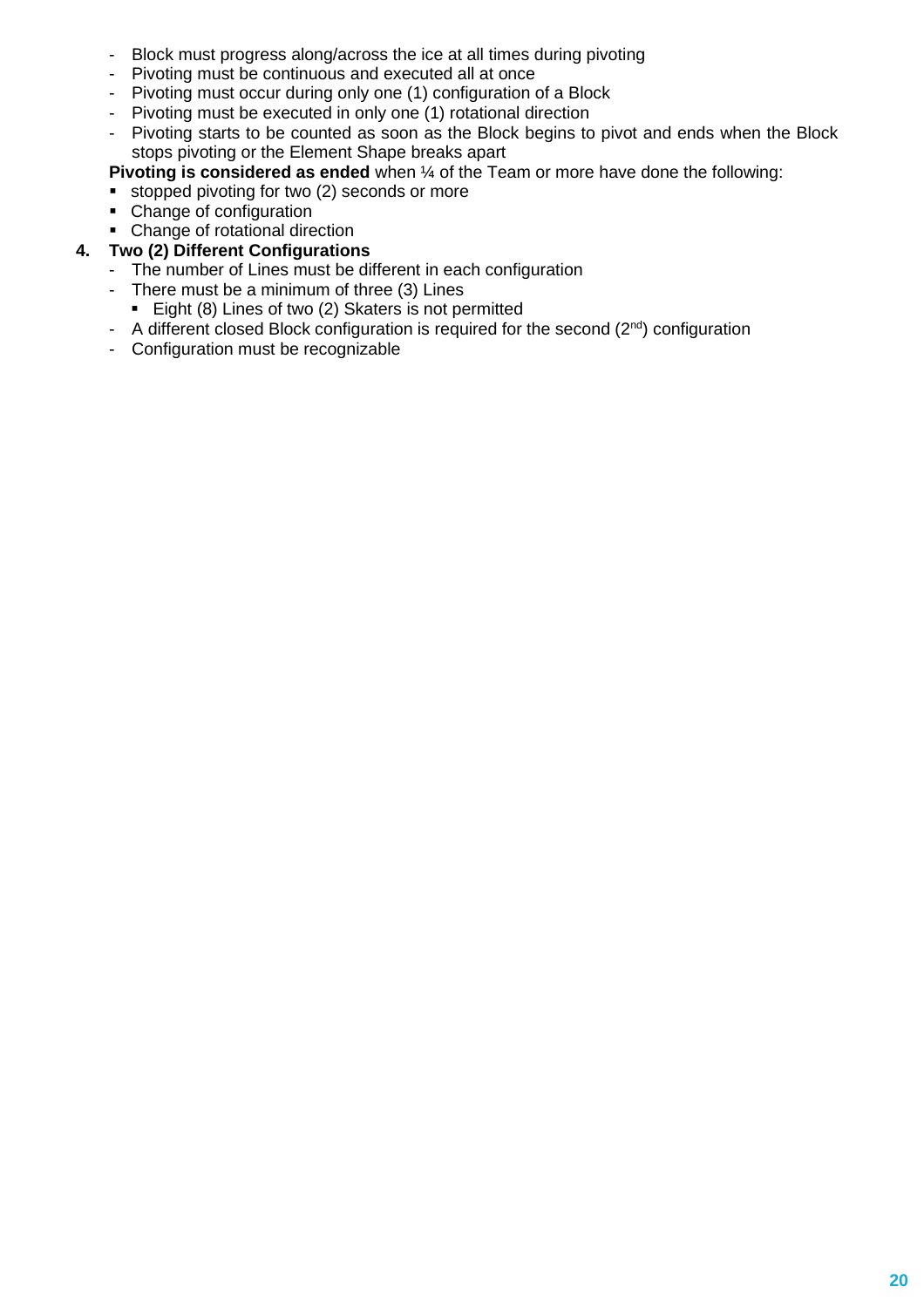- Block must progress along/across the ice at all times during pivoting
- Pivoting must be continuous and executed all at once
- Pivoting must occur during only one (1) configuration of a Block
- Pivoting must be executed in only one (1) rotational direction
- Pivoting starts to be counted as soon as the Block begins to pivot and ends when the Block stops pivoting or the Element Shape breaks apart

**Pivoting is considered as ended** when ¼ of the Team or more have done the following:

- stopped pivoting for two (2) seconds or more
- Change of configuration
- Change of rotational direction

**4. Two (2) Different Configurations**

- The number of Lines must be different in each configuration
- There must be a minimum of three (3) Lines
  - Eight (8) Lines of two (2) Skaters is not permitted
- A different closed Block configuration is required for the second (2nd) configuration
- Configuration must be recognizable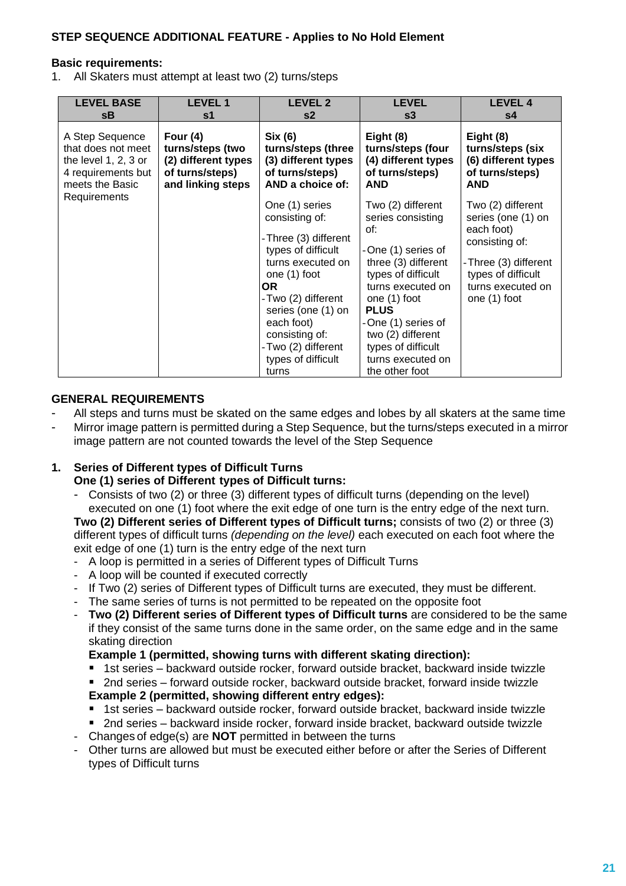**STEP SEQUENCE ADDITIONAL FEATURE - Applies to No Hold Element**

**Basic requirements:**

1. All Skaters must attempt at least two (2) turns/steps

| LEVEL BASE sB | LEVEL 1 s1 | LEVEL 2 s2 | LEVEL s3 | LEVEL 4 s4 |
|---|---|---|---|---|
| A Step Sequence that does not meet the level 1, 2, 3 or 4 requirements but meets the Basic Requirements | **Four (4) turns/steps (two (2) different types of turns/steps) and linking steps** | **Six (6) turns/steps (three (3) different types of turns/steps) AND a choice of:** One (1) series consisting of: - Three (3) different types of difficult turns executed on one (1) foot **OR** - Two (2) different series (one (1) on each foot) consisting of: - Two (2) different types of difficult turns | **Eight (8) turns/steps (four (4) different types of turns/steps) AND** Two (2) different series consisting of: - One (1) series of three (3) different types of difficult turns executed on one (1) foot **PLUS** - One (1) series of two (2) different types of difficult turns executed on the other foot | **Eight (8) turns/steps (six (6) different types of turns/steps) AND** Two (2) different series (one (1) on each foot) consisting of: - Three (3) different types of difficult turns executed on one (1) foot |

**GENERAL REQUIREMENTS**

- All steps and turns must be skated on the same edges and lobes by all skaters at the same time
- Mirror image pattern is permitted during a Step Sequence, but the turns/steps executed in a mirror image pattern are not counted towards the level of the Step Sequence

1. **Series of Different types of Difficult Turns**
   **One (1) series of Different types of Difficult turns:**
   - Consists of two (2) or three (3) different types of difficult turns (depending on the level) executed on one (1) foot where the exit edge of one turn is the entry edge of the next turn.

   **Two (2) Different series of Different types of Difficult turns;** consists of two (2) or three (3) different types of difficult turns *(depending on the level)* each executed on each foot where the exit edge of one (1) turn is the entry edge of the next turn
   - A loop is permitted in a series of Different types of Difficult Turns
   - A loop will be counted if executed correctly
   - If Two (2) series of Different types of Difficult turns are executed, they must be different.
   - The same series of turns is not permitted to be repeated on the opposite foot
   - **Two (2) Different series of Different types of Difficult turns** are considered to be the same if they consist of the same turns done in the same order, on the same edge and in the same skating direction

     **Example 1 (permitted, showing turns with different skating direction):**
     - 1st series – backward outside rocker, forward outside bracket, backward inside twizzle
     - 2nd series – forward outside rocker, backward outside bracket, forward inside twizzle

     **Example 2 (permitted, showing different entry edges):**
     - 1st series – backward outside rocker, forward outside bracket, backward inside twizzle
     - 2nd series – backward inside rocker, forward inside bracket, backward outside twizzle
   - Changes of edge(s) are **NOT** permitted in between the turns
   - Other turns are allowed but must be executed either before or after the Series of Different types of Difficult turns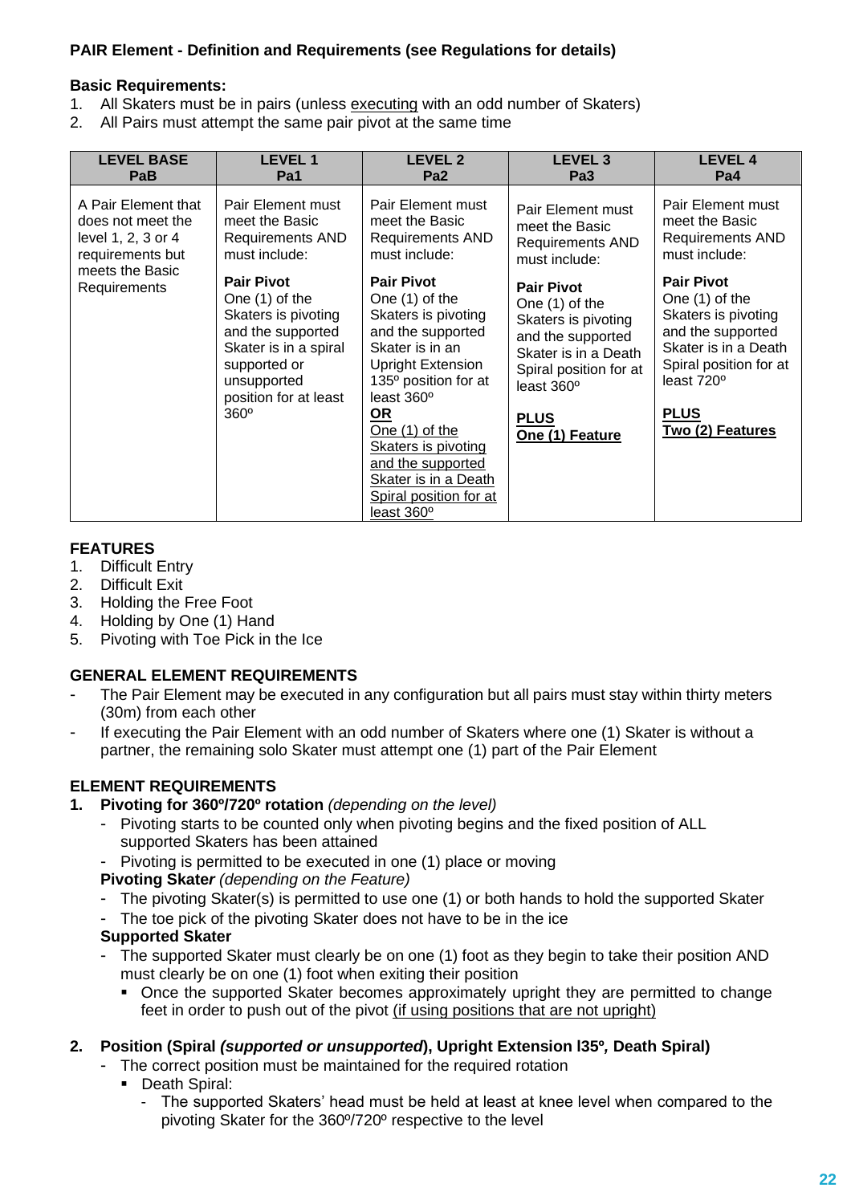**PAIR Element - Definition and Requirements (see Regulations for details)**

**Basic Requirements:**

1. All Skaters must be in pairs (unless <u>executing</u> with an odd number of Skaters)
2. All Pairs must attempt the same pair pivot at the same time

| LEVEL BASE PaB | LEVEL 1 Pa1 | LEVEL 2 Pa2 | LEVEL 3 Pa3 | LEVEL 4 Pa4 |
|---|---|---|---|---|
| A Pair Element that does not meet the level 1, 2, 3 or 4 requirements but meets the Basic Requirements | Pair Element must meet the Basic Requirements AND must include:<br><br>**Pair Pivot**<br>One (1) of the Skaters is pivoting and the supported Skater is in a spiral supported or unsupported position for at least 360º | Pair Element must meet the Basic Requirements AND must include:<br><br>**Pair Pivot**<br>One (1) of the Skaters is pivoting and the supported Skater is in an Upright Extension 135º position for at least 360º<br>**<u>OR</u>**<br><u>One (1) of the Skaters is pivoting and the supported Skater is in a Death Spiral position for at least 360º</u> | Pair Element must meet the Basic Requirements AND must include:<br><br>**Pair Pivot**<br>One (1) of the Skaters is pivoting and the supported Skater is in a Death Spiral position for at least 360º<br><br>**<u>PLUS</u>**<br>**<u>One (1) Feature</u>** | Pair Element must meet the Basic Requirements AND must include:<br><br>**Pair Pivot**<br>One (1) of the Skaters is pivoting and the supported Skater is in a Death Spiral position for at least 720º<br><br>**<u>PLUS</u>**<br>**<u>Two (2) Features</u>** |

**FEATURES**

1. Difficult Entry
2. Difficult Exit
3. Holding the Free Foot
4. Holding by One (1) Hand
5. Pivoting with Toe Pick in the Ice

**GENERAL ELEMENT REQUIREMENTS**

- The Pair Element may be executed in any configuration but all pairs must stay within thirty meters (30m) from each other
- If executing the Pair Element with an odd number of Skaters where one (1) Skater is without a partner, the remaining solo Skater must attempt one (1) part of the Pair Element

**ELEMENT REQUIREMENTS**

**1. Pivoting for 360º/720º rotation** *(depending on the level)*

- Pivoting starts to be counted only when pivoting begins and the fixed position of ALL supported Skaters has been attained
- Pivoting is permitted to be executed in one (1) place or moving

**Pivoting Skater** *(depending on the Feature)*

- The pivoting Skater(s) is permitted to use one (1) or both hands to hold the supported Skater
- The toe pick of the pivoting Skater does not have to be in the ice

**Supported Skater**

- The supported Skater must clearly be on one (1) foot as they begin to take their position AND must clearly be on one (1) foot when exiting their position
  - Once the supported Skater becomes approximately upright they are permitted to change feet in order to push out of the pivot <u>(if using positions that are not upright)</u>

**2. Position (Spiral *(supported or unsupported*), Upright Extension l35º*,* Death Spiral)**

- The correct position must be maintained for the required rotation
  - Death Spiral:
    - The supported Skaters' head must be held at least at knee level when compared to the pivoting Skater for the 360º/720º respective to the level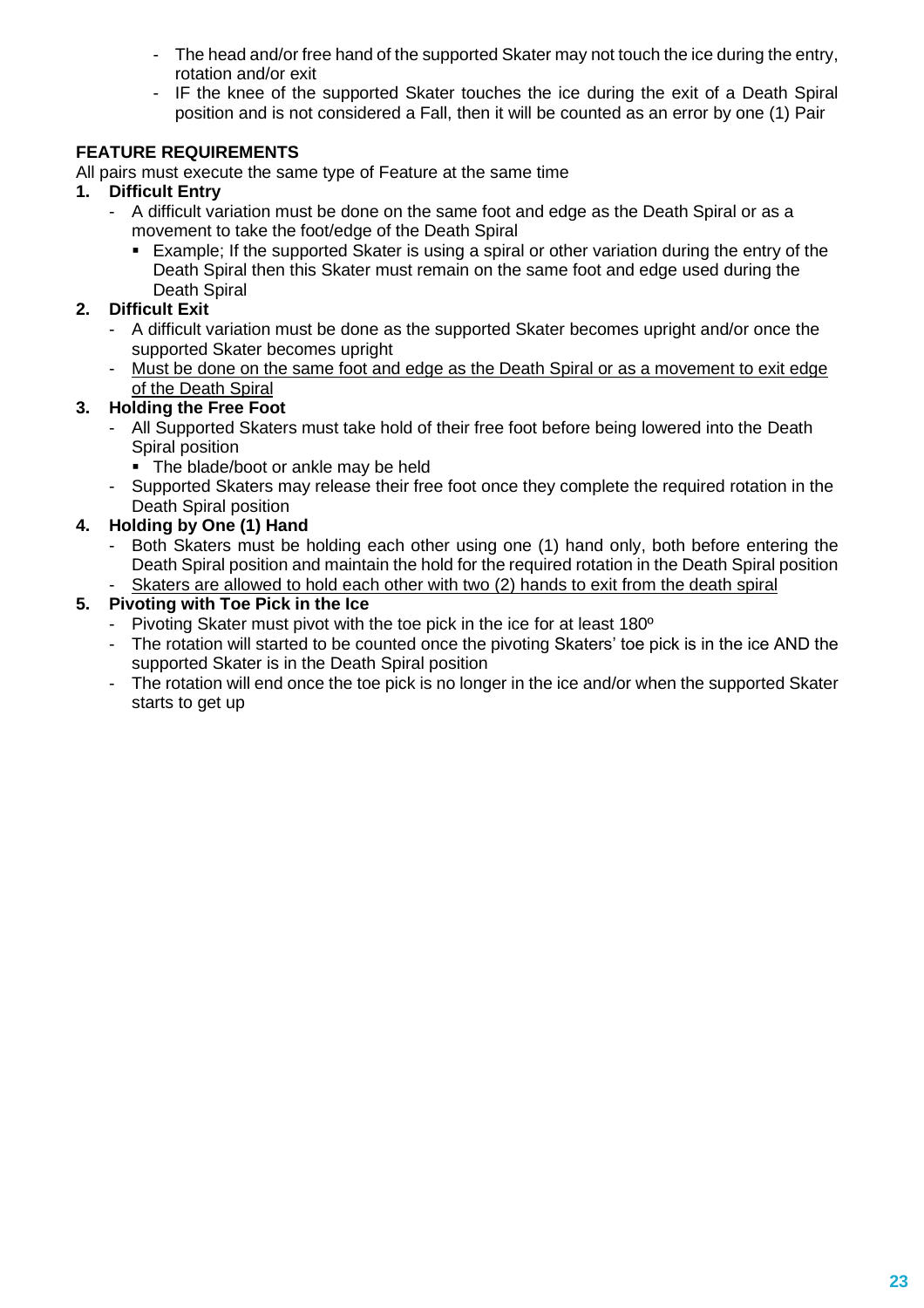- The head and/or free hand of the supported Skater may not touch the ice during the entry, rotation and/or exit
- IF the knee of the supported Skater touches the ice during the exit of a Death Spiral position and is not considered a Fall, then it will be counted as an error by one (1) Pair

**FEATURE REQUIREMENTS**

All pairs must execute the same type of Feature at the same time

1. **Difficult Entry**
   - A difficult variation must be done on the same foot and edge as the Death Spiral or as a movement to take the foot/edge of the Death Spiral
     - Example; If the supported Skater is using a spiral or other variation during the entry of the Death Spiral then this Skater must remain on the same foot and edge used during the Death Spiral
2. **Difficult Exit**
   - A difficult variation must be done as the supported Skater becomes upright and/or once the supported Skater becomes upright
   - <u>Must be done on the same foot and edge as the Death Spiral or as a movement to exit edge of the Death Spiral</u>
3. **Holding the Free Foot**
   - All Supported Skaters must take hold of their free foot before being lowered into the Death Spiral position
     - The blade/boot or ankle may be held
   - Supported Skaters may release their free foot once they complete the required rotation in the Death Spiral position
4. **Holding by One (1) Hand**
   - Both Skaters must be holding each other using one (1) hand only, both before entering the Death Spiral position and maintain the hold for the required rotation in the Death Spiral position
   - <u>Skaters are allowed to hold each other with two (2) hands to exit from the death spiral</u>
5. **Pivoting with Toe Pick in the Ice**
   - Pivoting Skater must pivot with the toe pick in the ice for at least 180º
   - The rotation will started to be counted once the pivoting Skaters' toe pick is in the ice AND the supported Skater is in the Death Spiral position
   - The rotation will end once the toe pick is no longer in the ice and/or when the supported Skater starts to get up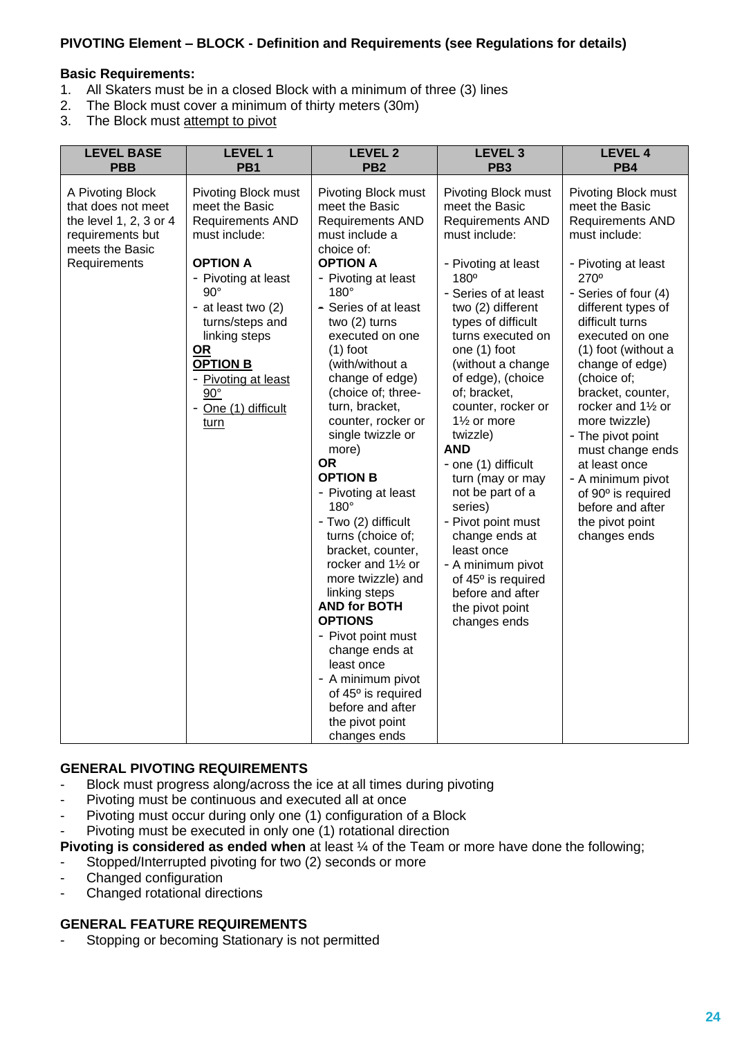**PIVOTING Element – BLOCK - Definition and Requirements (see Regulations for details)**

**Basic Requirements:**

1. All Skaters must be in a closed Block with a minimum of three (3) lines
2. The Block must cover a minimum of thirty meters (30m)
3. The Block must attempt to pivot

| LEVEL BASE PBB | LEVEL 1 PB1 | LEVEL 2 PB2 | LEVEL 3 PB3 | LEVEL 4 PB4 |
|---|---|---|---|---|
| A Pivoting Block that does not meet the level 1, 2, 3 or 4 requirements but meets the Basic Requirements | Pivoting Block must meet the Basic Requirements AND must include:<br><br>**OPTION A**<br>- Pivoting at least 90°<br>- at least two (2) turns/steps and linking steps<br>**OR**<br>**OPTION B**<br>- Pivoting at least 90°<br>- One (1) difficult turn | Pivoting Block must meet the Basic Requirements AND must include a choice of:<br>**OPTION A**<br>- Pivoting at least 180°<br>- Series of at least two (2) turns executed on one (1) foot (with/without a change of edge) (choice of; three-turn, bracket, counter, rocker or single twizzle or more)<br>**OR**<br>**OPTION B**<br>- Pivoting at least 180°<br>- Two (2) difficult turns (choice of; bracket, counter, rocker and 1½ or more twizzle) and linking steps<br>**AND for BOTH OPTIONS**<br>- Pivot point must change ends at least once<br>- A minimum pivot of 45º is required before and after the pivot point changes ends | Pivoting Block must meet the Basic Requirements AND must include:<br><br>- Pivoting at least 180º<br>- Series of at least two (2) different types of difficult turns executed on one (1) foot (without a change of edge), (choice of; bracket, counter, rocker or 1½ or more twizzle)<br>**AND**<br>- one (1) difficult turn (may or may not be part of a series)<br>- Pivot point must change ends at least once<br>- A minimum pivot of 45º is required before and after the pivot point changes ends | Pivoting Block must meet the Basic Requirements AND must include:<br><br>- Pivoting at least 270º<br>- Series of four (4) different types of difficult turns executed on one (1) foot (without a change of edge) (choice of; bracket, counter, rocker and 1½ or more twizzle)<br>- The pivot point must change ends at least once<br>- A minimum pivot of 90º is required before and after the pivot point changes ends |

**GENERAL PIVOTING REQUIREMENTS**

- Block must progress along/across the ice at all times during pivoting
- Pivoting must be continuous and executed all at once
- Pivoting must occur during only one (1) configuration of a Block
- Pivoting must be executed in only one (1) rotational direction

**Pivoting is considered as ended when** at least ¼ of the Team or more have done the following;

- Stopped/Interrupted pivoting for two (2) seconds or more
- Changed configuration
- Changed rotational directions

**GENERAL FEATURE REQUIREMENTS**

- Stopping or becoming Stationary is not permitted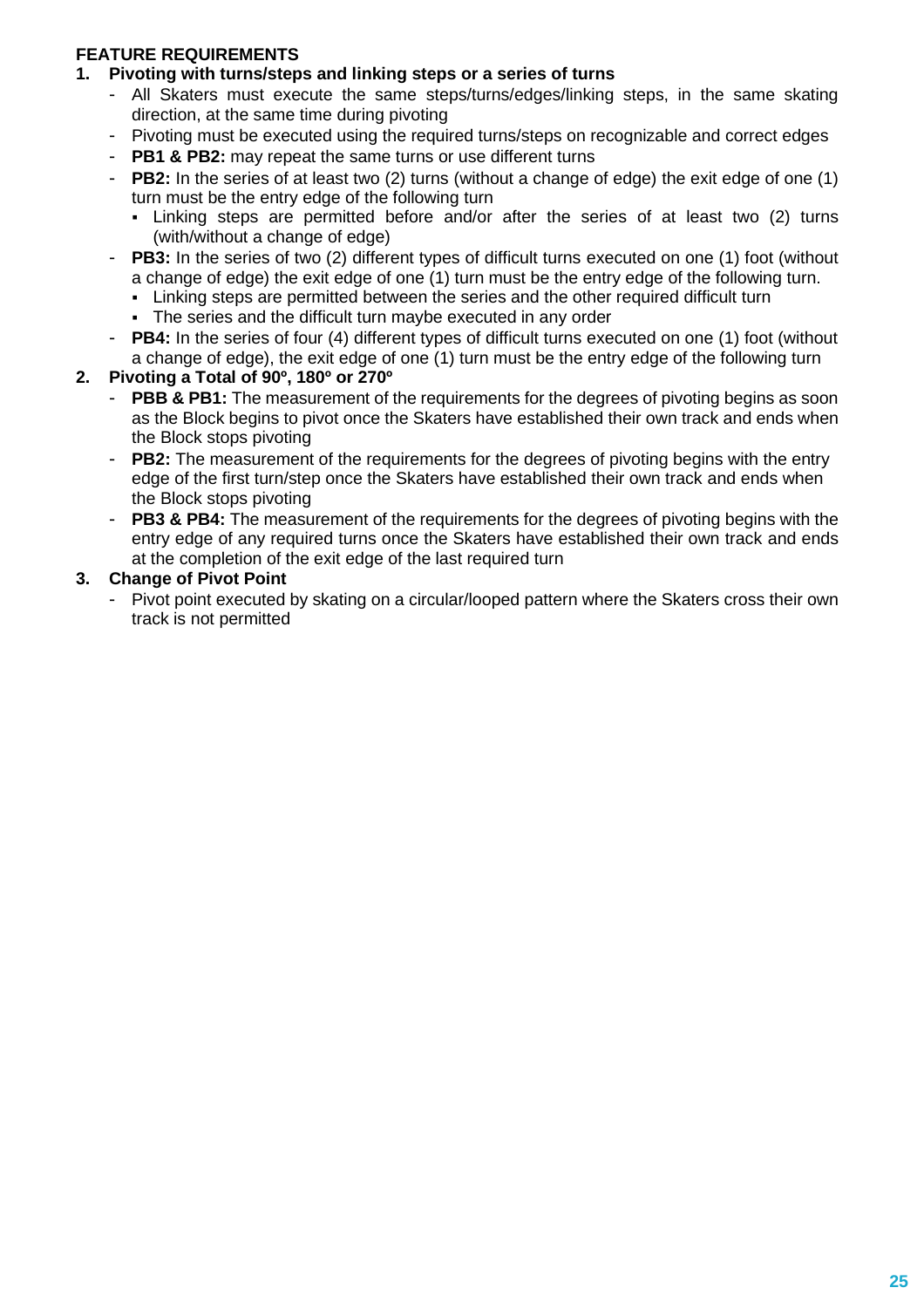**FEATURE REQUIREMENTS**

1. **Pivoting with turns/steps and linking steps or a series of turns**
   - All Skaters must execute the same steps/turns/edges/linking steps, in the same skating direction, at the same time during pivoting
   - Pivoting must be executed using the required turns/steps on recognizable and correct edges
   - **PB1 & PB2:** may repeat the same turns or use different turns
   - **PB2:** In the series of at least two (2) turns (without a change of edge) the exit edge of one (1) turn must be the entry edge of the following turn
     - Linking steps are permitted before and/or after the series of at least two (2) turns (with/without a change of edge)
   - **PB3:** In the series of two (2) different types of difficult turns executed on one (1) foot (without a change of edge) the exit edge of one (1) turn must be the entry edge of the following turn.
     - Linking steps are permitted between the series and the other required difficult turn
     - The series and the difficult turn maybe executed in any order
   - **PB4:** In the series of four (4) different types of difficult turns executed on one (1) foot (without a change of edge), the exit edge of one (1) turn must be the entry edge of the following turn

2. **Pivoting a Total of 90º, 180º or 270º**
   - **PBB & PB1:** The measurement of the requirements for the degrees of pivoting begins as soon as the Block begins to pivot once the Skaters have established their own track and ends when the Block stops pivoting
   - **PB2:** The measurement of the requirements for the degrees of pivoting begins with the entry edge of the first turn/step once the Skaters have established their own track and ends when the Block stops pivoting
   - **PB3 & PB4:** The measurement of the requirements for the degrees of pivoting begins with the entry edge of any required turns once the Skaters have established their own track and ends at the completion of the exit edge of the last required turn

3. **Change of Pivot Point**
   - Pivot point executed by skating on a circular/looped pattern where the Skaters cross their own track is not permitted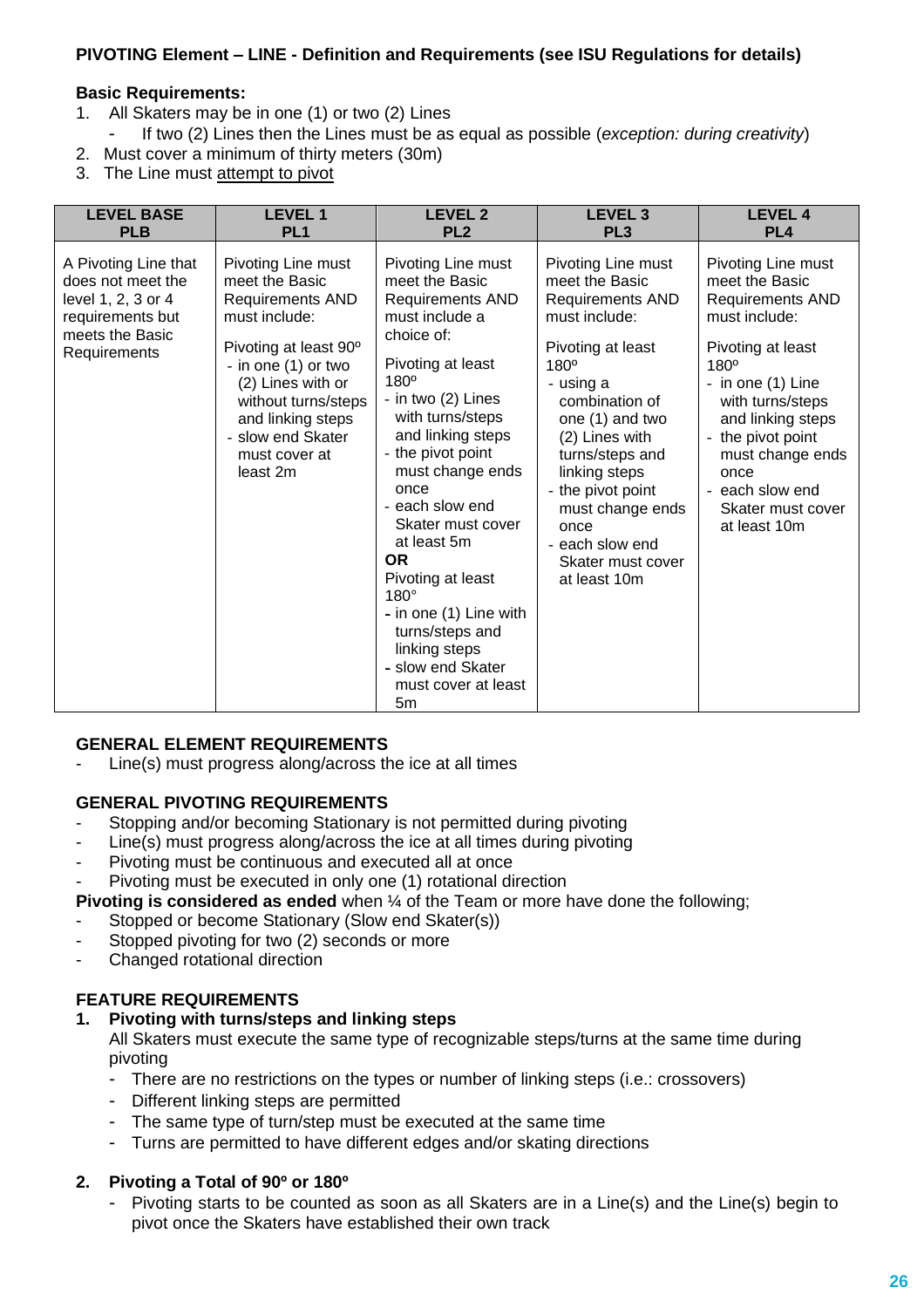**PIVOTING Element – LINE - Definition and Requirements (see ISU Regulations for details)**

**Basic Requirements:**

1. All Skaters may be in one (1) or two (2) Lines
   - If two (2) Lines then the Lines must be as equal as possible (*exception: during creativity*)
2. Must cover a minimum of thirty meters (30m)
3. The Line must attempt to pivot

| LEVEL BASE PLB | LEVEL 1 PL1 | LEVEL 2 PL2 | LEVEL 3 PL3 | LEVEL 4 PL4 |
|---|---|---|---|---|
| A Pivoting Line that does not meet the level 1, 2, 3 or 4 requirements but meets the Basic Requirements | Pivoting Line must meet the Basic Requirements AND must include:<br><br>Pivoting at least 90º<br>- in one (1) or two (2) Lines with or without turns/steps and linking steps<br>- slow end Skater must cover at least 2m | Pivoting Line must meet the Basic Requirements AND must include a choice of:<br><br>Pivoting at least 180º<br>- in two (2) Lines with turns/steps and linking steps<br>- the pivot point must change ends once<br>- each slow end Skater must cover at least 5m<br>**OR**<br>Pivoting at least 180°<br>- in one (1) Line with turns/steps and linking steps<br>- slow end Skater must cover at least 5m | Pivoting Line must meet the Basic Requirements AND must include:<br><br>Pivoting at least 180º<br>- using a combination of one (1) and two (2) Lines with turns/steps and linking steps<br>- the pivot point must change ends once<br>- each slow end Skater must cover at least 10m | Pivoting Line must meet the Basic Requirements AND must include:<br><br>Pivoting at least 180º<br>- in one (1) Line with turns/steps and linking steps<br>- the pivot point must change ends once<br>- each slow end Skater must cover at least 10m |

**GENERAL ELEMENT REQUIREMENTS**

- Line(s) must progress along/across the ice at all times

**GENERAL PIVOTING REQUIREMENTS**

- Stopping and/or becoming Stationary is not permitted during pivoting
- Line(s) must progress along/across the ice at all times during pivoting
- Pivoting must be continuous and executed all at once
- Pivoting must be executed in only one (1) rotational direction

**Pivoting is considered as ended** when ¼ of the Team or more have done the following;

- Stopped or become Stationary (Slow end Skater(s))
- Stopped pivoting for two (2) seconds or more
- Changed rotational direction

**FEATURE REQUIREMENTS**

1. **Pivoting with turns/steps and linking steps**

   All Skaters must execute the same type of recognizable steps/turns at the same time during pivoting
   - There are no restrictions on the types or number of linking steps (i.e.: crossovers)
   - Different linking steps are permitted
   - The same type of turn/step must be executed at the same time
   - Turns are permitted to have different edges and/or skating directions

2. **Pivoting a Total of 90º or 180º**
   - Pivoting starts to be counted as soon as all Skaters are in a Line(s) and the Line(s) begin to pivot once the Skaters have established their own track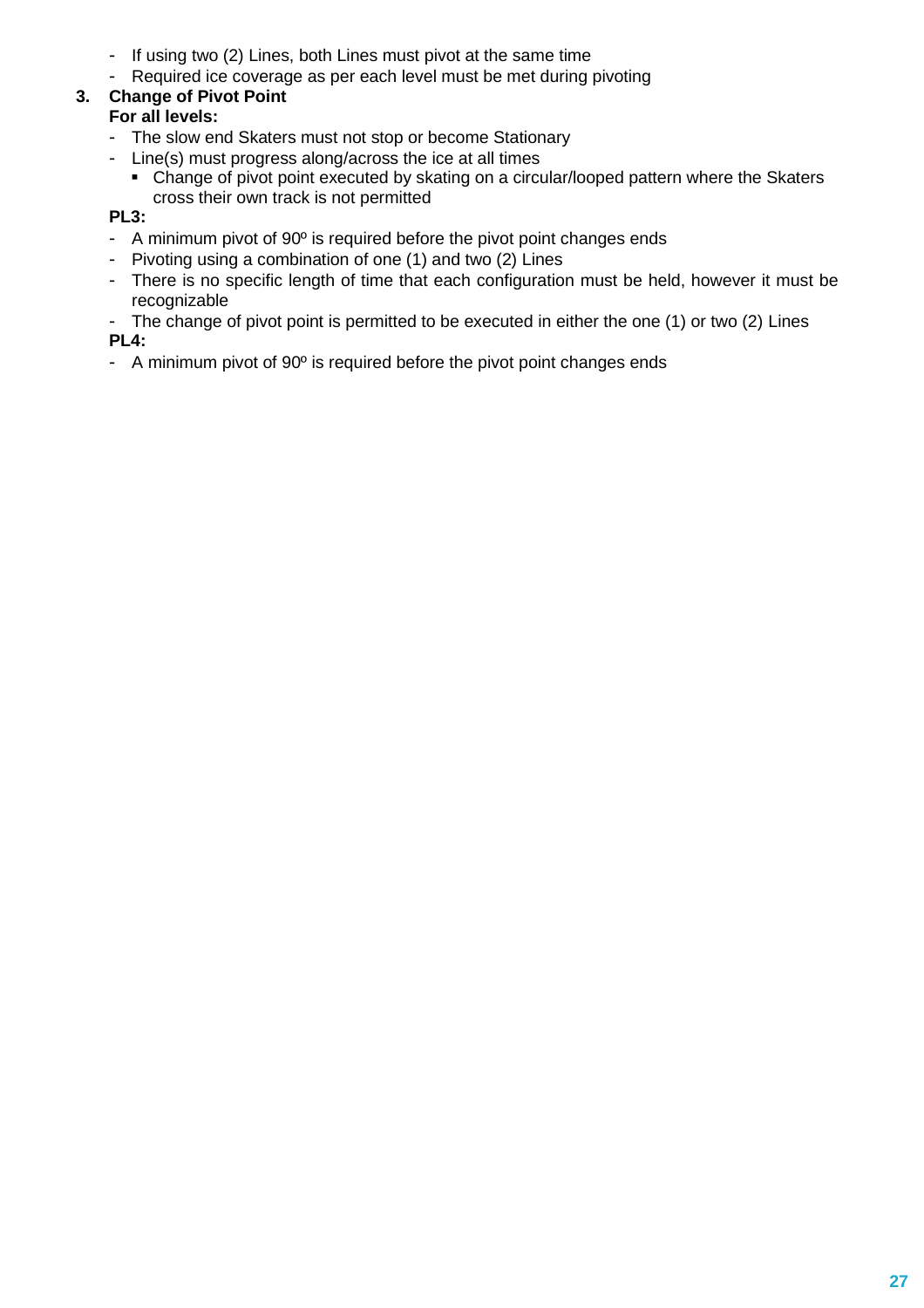- If using two (2) Lines, both Lines must pivot at the same time
- Required ice coverage as per each level must be met during pivoting

3. **Change of Pivot Point**

   **For all levels:**
   - The slow end Skaters must not stop or become Stationary
   - Line(s) must progress along/across the ice at all times
     - Change of pivot point executed by skating on a circular/looped pattern where the Skaters cross their own track is not permitted

   **PL3:**
   - A minimum pivot of 90º is required before the pivot point changes ends
   - Pivoting using a combination of one (1) and two (2) Lines
   - There is no specific length of time that each configuration must be held, however it must be recognizable
   - The change of pivot point is permitted to be executed in either the one (1) or two (2) Lines

   **PL4:**
   - A minimum pivot of 90º is required before the pivot point changes ends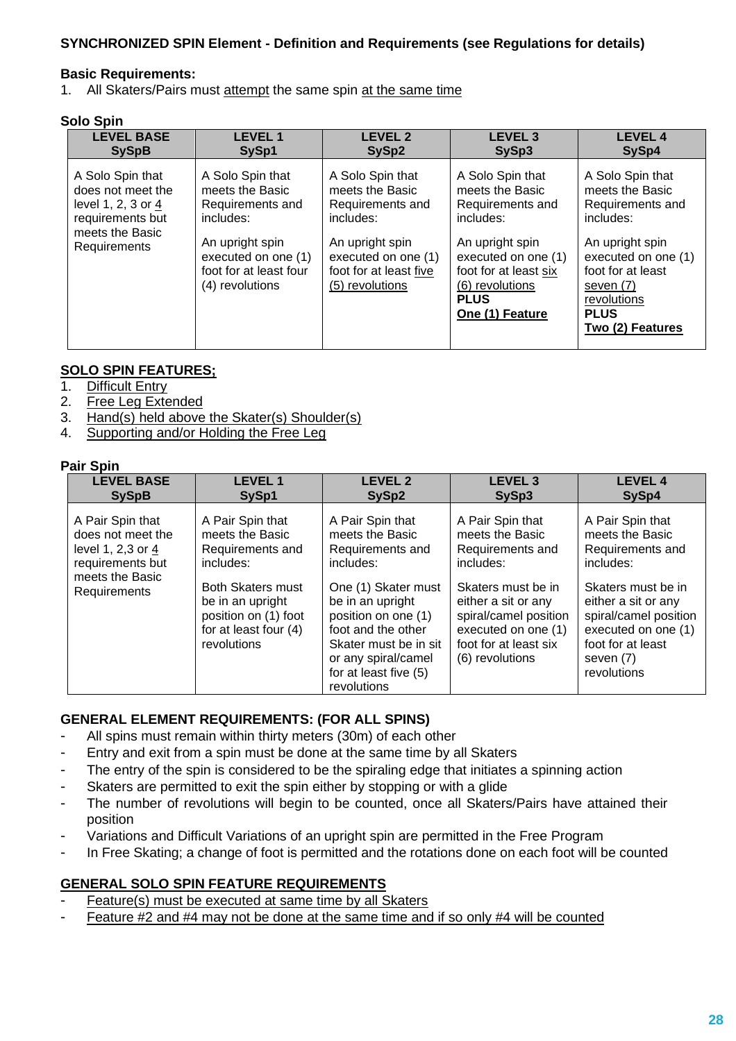**SYNCHRONIZED SPIN Element - Definition and Requirements (see Regulations for details)**

**Basic Requirements:**

1. All Skaters/Pairs must attempt the same spin at the same time

**Solo Spin**

| LEVEL BASE SySpB | LEVEL 1 SySp1 | LEVEL 2 SySp2 | LEVEL 3 SySp3 | LEVEL 4 SySp4 |
|---|---|---|---|---|
| A Solo Spin that does not meet the level 1, 2, 3 or 4 requirements but meets the Basic Requirements | A Solo Spin that meets the Basic Requirements and includes: An upright spin executed on one (1) foot for at least four (4) revolutions | A Solo Spin that meets the Basic Requirements and includes: An upright spin executed on one (1) foot for at least five (5) revolutions | A Solo Spin that meets the Basic Requirements and includes: An upright spin executed on one (1) foot for at least six (6) revolutions **PLUS** **One (1) Feature** | A Solo Spin that meets the Basic Requirements and includes: An upright spin executed on one (1) foot for at least seven (7) revolutions **PLUS** **Two (2) Features** |

**SOLO SPIN FEATURES;**

1. Difficult Entry
2. Free Leg Extended
3. Hand(s) held above the Skater(s) Shoulder(s)
4. Supporting and/or Holding the Free Leg

**Pair Spin**

| LEVEL BASE SySpB | LEVEL 1 SySp1 | LEVEL 2 SySp2 | LEVEL 3 SySp3 | LEVEL 4 SySp4 |
|---|---|---|---|---|
| A Pair Spin that does not meet the level 1, 2,3 or 4 requirements but meets the Basic Requirements | A Pair Spin that meets the Basic Requirements and includes: Both Skaters must be in an upright position on (1) foot for at least four (4) revolutions | A Pair Spin that meets the Basic Requirements and includes: One (1) Skater must be in an upright position on one (1) foot and the other Skater must be in sit or any spiral/camel for at least five (5) revolutions | A Pair Spin that meets the Basic Requirements and includes: Skaters must be in either a sit or any spiral/camel position executed on one (1) foot for at least six (6) revolutions | A Pair Spin that meets the Basic Requirements and includes: Skaters must be in either a sit or any spiral/camel position executed on one (1) foot for at least seven (7) revolutions |

**GENERAL ELEMENT REQUIREMENTS: (FOR ALL SPINS)**

- All spins must remain within thirty meters (30m) of each other
- Entry and exit from a spin must be done at the same time by all Skaters
- The entry of the spin is considered to be the spiraling edge that initiates a spinning action
- Skaters are permitted to exit the spin either by stopping or with a glide
- The number of revolutions will begin to be counted, once all Skaters/Pairs have attained their position
- Variations and Difficult Variations of an upright spin are permitted in the Free Program
- In Free Skating; a change of foot is permitted and the rotations done on each foot will be counted

**GENERAL SOLO SPIN FEATURE REQUIREMENTS**

- Feature(s) must be executed at same time by all Skaters
- Feature #2 and #4 may not be done at the same time and if so only #4 will be counted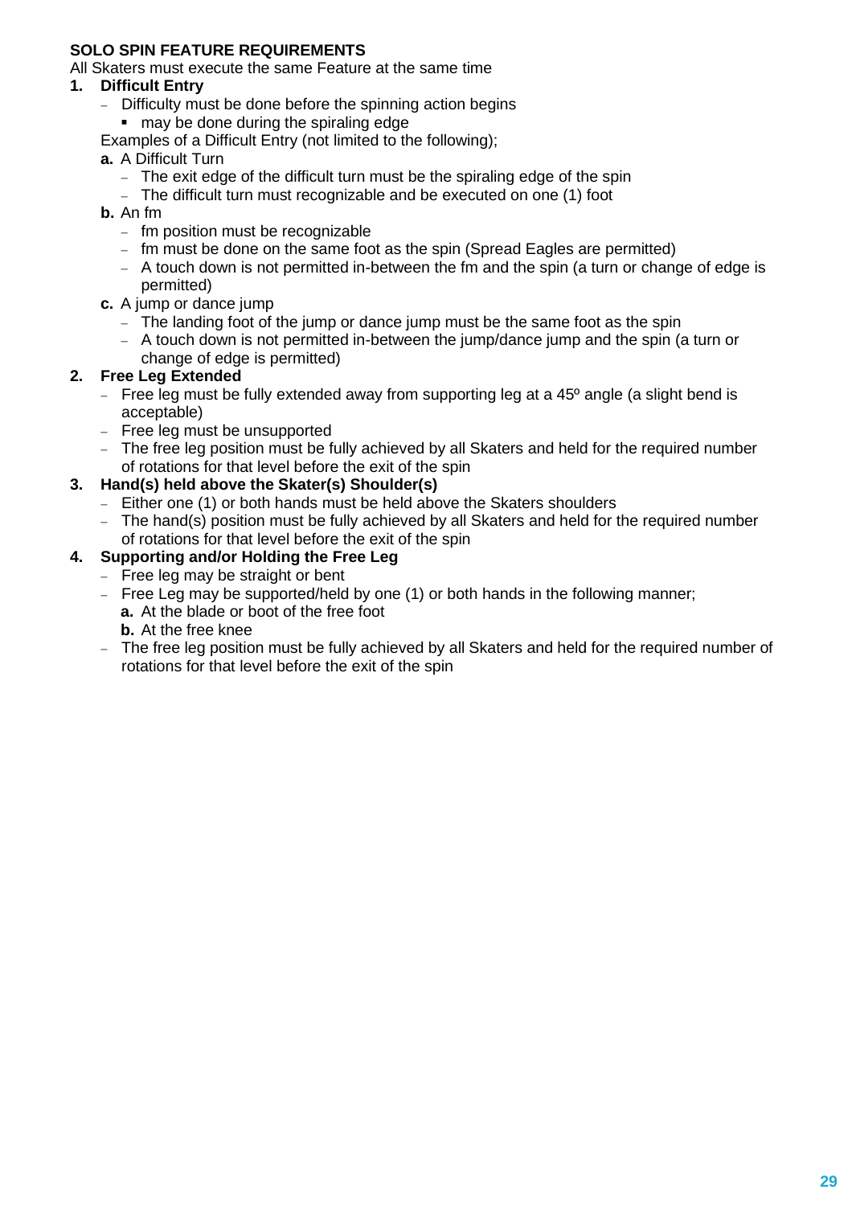**SOLO SPIN FEATURE REQUIREMENTS**

All Skaters must execute the same Feature at the same time

1. **Difficult Entry**
   - Difficulty must be done before the spinning action begins
     - may be done during the spiraling edge

   Examples of a Difficult Entry (not limited to the following);

   **a.** A Difficult Turn
   - The exit edge of the difficult turn must be the spiraling edge of the spin
   - The difficult turn must recognizable and be executed on one (1) foot

   **b.** An fm
   - fm position must be recognizable
   - fm must be done on the same foot as the spin (Spread Eagles are permitted)
   - A touch down is not permitted in-between the fm and the spin (a turn or change of edge is permitted)

   **c.** A jump or dance jump
   - The landing foot of the jump or dance jump must be the same foot as the spin
   - A touch down is not permitted in-between the jump/dance jump and the spin (a turn or change of edge is permitted)

2. **Free Leg Extended**
   - Free leg must be fully extended away from supporting leg at a 45º angle (a slight bend is acceptable)
   - Free leg must be unsupported
   - The free leg position must be fully achieved by all Skaters and held for the required number of rotations for that level before the exit of the spin

3. **Hand(s) held above the Skater(s) Shoulder(s)**
   - Either one (1) or both hands must be held above the Skaters shoulders
   - The hand(s) position must be fully achieved by all Skaters and held for the required number of rotations for that level before the exit of the spin

4. **Supporting and/or Holding the Free Leg**
   - Free leg may be straight or bent
   - Free Leg may be supported/held by one (1) or both hands in the following manner;

     **a.** At the blade or boot of the free foot

     **b.** At the free knee
   - The free leg position must be fully achieved by all Skaters and held for the required number of rotations for that level before the exit of the spin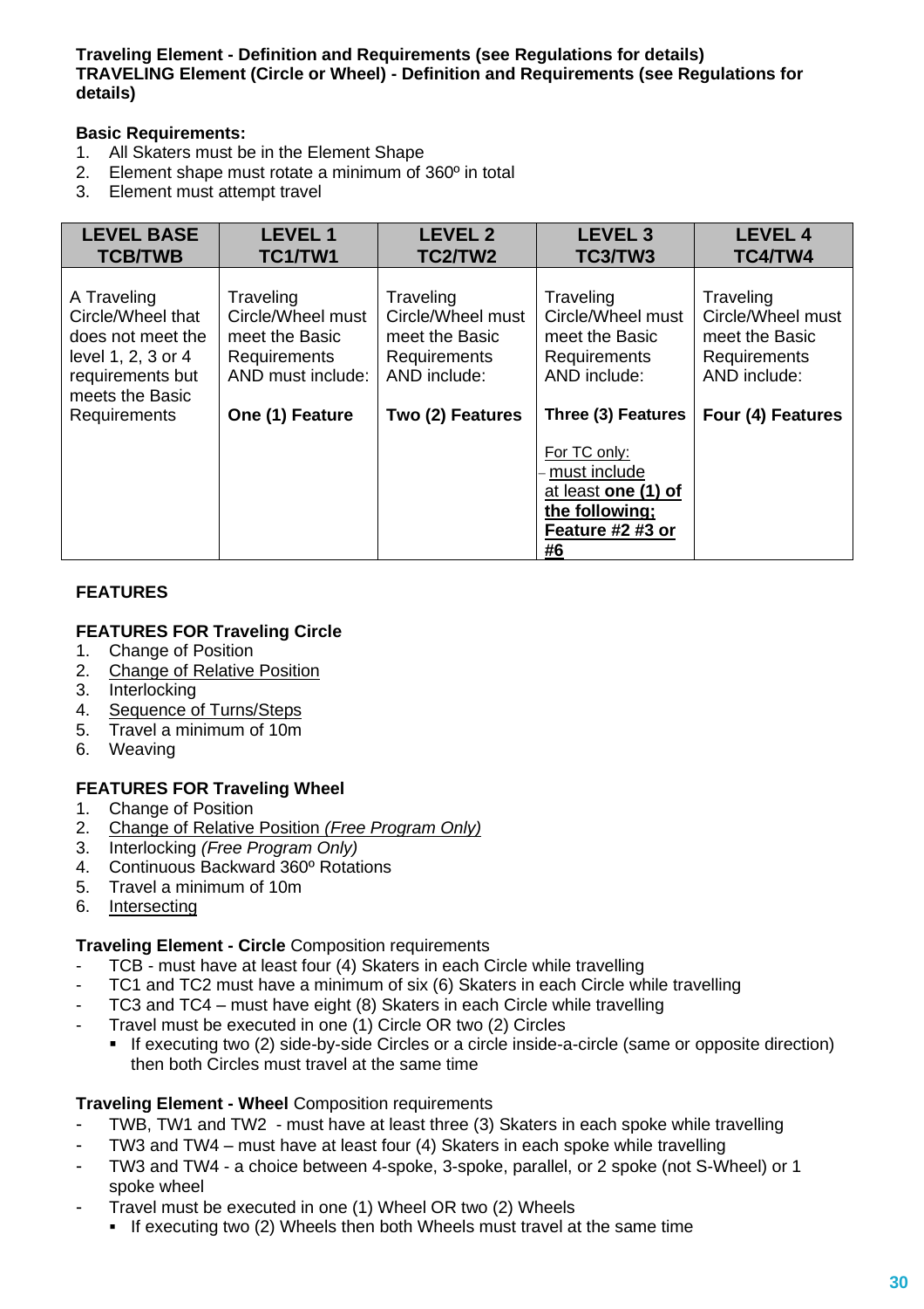**Traveling Element - Definition and Requirements (see Regulations for details)**
**TRAVELING Element (Circle or Wheel) - Definition and Requirements (see Regulations for details)**

**Basic Requirements:**

1. All Skaters must be in the Element Shape
2. Element shape must rotate a minimum of 360º in total
3. Element must attempt travel

| LEVEL BASE TCB/TWB | LEVEL 1 TC1/TW1 | LEVEL 2 TC2/TW2 | LEVEL 3 TC3/TW3 | LEVEL 4 TC4/TW4 |
|---|---|---|---|---|
| A Traveling Circle/Wheel that does not meet the level 1, 2, 3 or 4 requirements but meets the Basic Requirements | Traveling Circle/Wheel must meet the Basic Requirements AND must include: **One (1) Feature** | Traveling Circle/Wheel must meet the Basic Requirements AND include: **Two (2) Features** | Traveling Circle/Wheel must meet the Basic Requirements AND include: **Three (3) Features** For TC only: – must include at least **one (1) of the following; Feature #2 #3 or #6** | Traveling Circle/Wheel must meet the Basic Requirements AND include: **Four (4) Features** |

**FEATURES**

**FEATURES FOR Traveling Circle**

1. Change of Position
2. Change of Relative Position
3. Interlocking
4. Sequence of Turns/Steps
5. Travel a minimum of 10m
6. Weaving

**FEATURES FOR Traveling Wheel**

1. Change of Position
2. Change of Relative Position *(Free Program Only)*
3. Interlocking *(Free Program Only)*
4. Continuous Backward 360º Rotations
5. Travel a minimum of 10m
6. Intersecting

**Traveling Element - Circle** Composition requirements

- TCB - must have at least four (4) Skaters in each Circle while travelling
- TC1 and TC2 must have a minimum of six (6) Skaters in each Circle while travelling
- TC3 and TC4 – must have eight (8) Skaters in each Circle while travelling
- Travel must be executed in one (1) Circle OR two (2) Circles
  - If executing two (2) side-by-side Circles or a circle inside-a-circle (same or opposite direction) then both Circles must travel at the same time

**Traveling Element - Wheel** Composition requirements

- TWB, TW1 and TW2 - must have at least three (3) Skaters in each spoke while travelling
- TW3 and TW4 – must have at least four (4) Skaters in each spoke while travelling
- TW3 and TW4 - a choice between 4-spoke, 3-spoke, parallel, or 2 spoke (not S-Wheel) or 1 spoke wheel
- Travel must be executed in one (1) Wheel OR two (2) Wheels
  - If executing two (2) Wheels then both Wheels must travel at the same time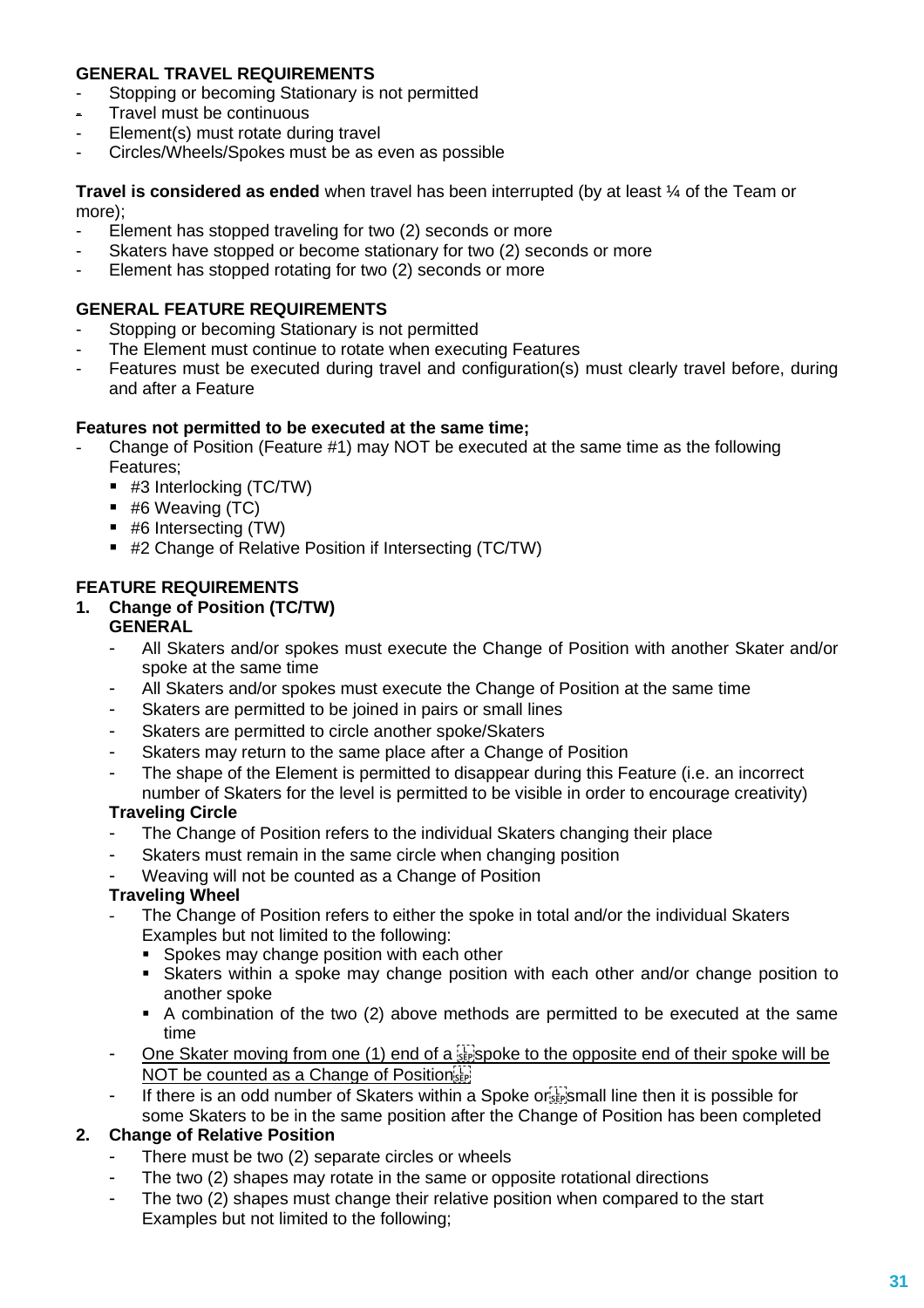**GENERAL TRAVEL REQUIREMENTS**

- Stopping or becoming Stationary is not permitted
- Travel must be continuous
- Element(s) must rotate during travel
- Circles/Wheels/Spokes must be as even as possible

**Travel is considered as ended** when travel has been interrupted (by at least ¼ of the Team or more);

- Element has stopped traveling for two (2) seconds or more
- Skaters have stopped or become stationary for two (2) seconds or more
- Element has stopped rotating for two (2) seconds or more

**GENERAL FEATURE REQUIREMENTS**

- Stopping or becoming Stationary is not permitted
- The Element must continue to rotate when executing Features
- Features must be executed during travel and configuration(s) must clearly travel before, during and after a Feature

**Features not permitted to be executed at the same time;**

- Change of Position (Feature #1) may NOT be executed at the same time as the following Features;
  - #3 Interlocking (TC/TW)
  - #6 Weaving (TC)
  - #6 Intersecting (TW)
  - #2 Change of Relative Position if Intersecting (TC/TW)

**FEATURE REQUIREMENTS**

1. **Change of Position (TC/TW)**

   **GENERAL**
   - All Skaters and/or spokes must execute the Change of Position with another Skater and/or spoke at the same time
   - All Skaters and/or spokes must execute the Change of Position at the same time
   - Skaters are permitted to be joined in pairs or small lines
   - Skaters are permitted to circle another spoke/Skaters
   - Skaters may return to the same place after a Change of Position
   - The shape of the Element is permitted to disappear during this Feature (i.e. an incorrect number of Skaters for the level is permitted to be visible in order to encourage creativity)

   **Traveling Circle**
   - The Change of Position refers to the individual Skaters changing their place
   - Skaters must remain in the same circle when changing position
   - Weaving will not be counted as a Change of Position

   **Traveling Wheel**
   - The Change of Position refers to either the spoke in total and/or the individual Skaters Examples but not limited to the following:
     - Spokes may change position with each other
     - Skaters within a spoke may change position with each other and/or change position to another spoke
     - A combination of the two (2) above methods are permitted to be executed at the same time
   - <u>One Skater moving from one (1) end of a spoke to the opposite end of their spoke will be NOT be counted as a Change of Position</u>
   - If there is an odd number of Skaters within a Spoke or small line then it is possible for some Skaters to be in the same position after the Change of Position has been completed

2. **Change of Relative Position**
   - There must be two (2) separate circles or wheels
   - The two (2) shapes may rotate in the same or opposite rotational directions
   - The two (2) shapes must change their relative position when compared to the start Examples but not limited to the following;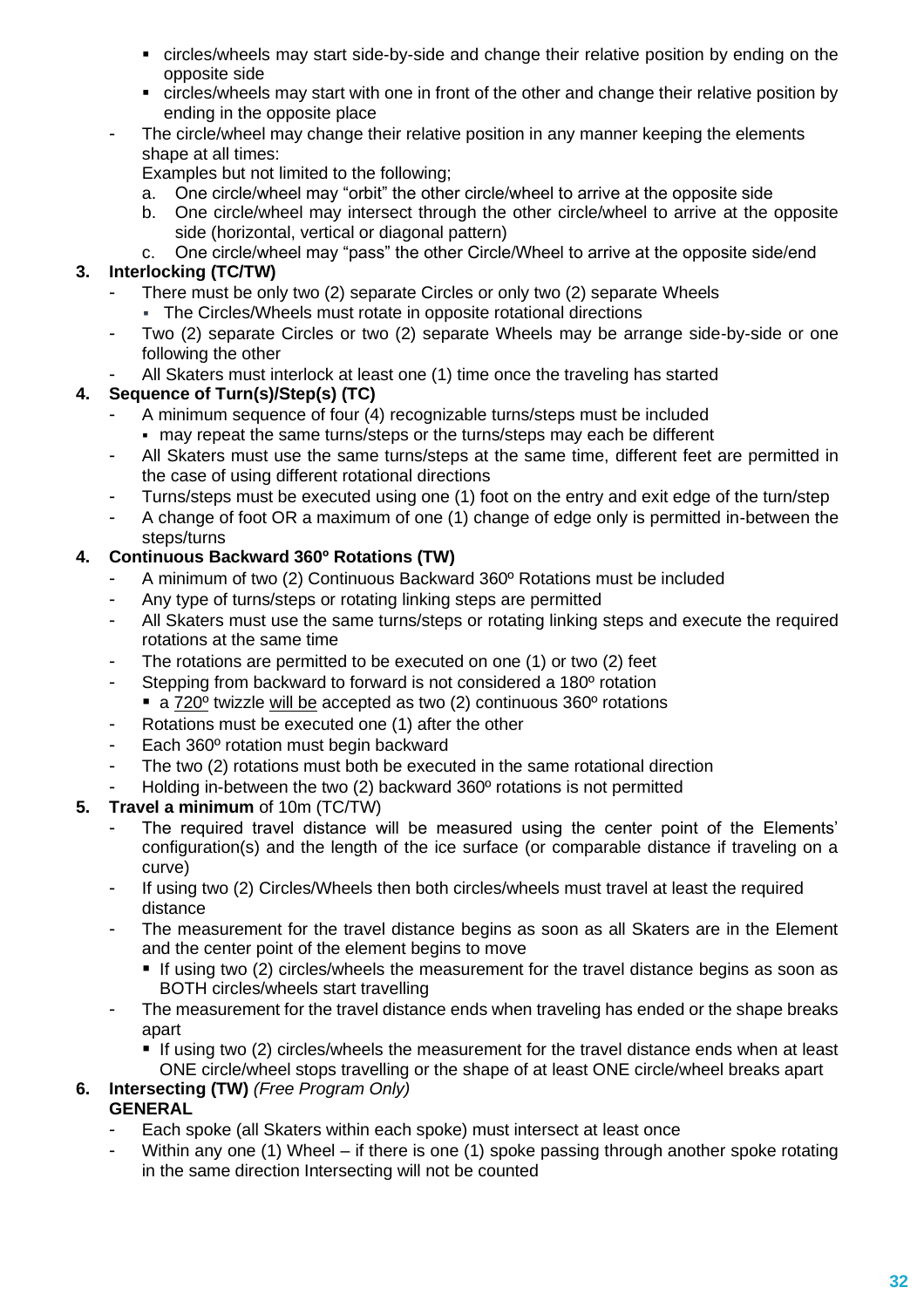- circles/wheels may start side-by-side and change their relative position by ending on the opposite side
   - circles/wheels may start with one in front of the other and change their relative position by ending in the opposite place
- The circle/wheel may change their relative position in any manner keeping the elements shape at all times:
  Examples but not limited to the following;
  a. One circle/wheel may "orbit" the other circle/wheel to arrive at the opposite side
  b. One circle/wheel may intersect through the other circle/wheel to arrive at the opposite side (horizontal, vertical or diagonal pattern)
  c. One circle/wheel may "pass" the other Circle/Wheel to arrive at the opposite side/end

**3. Interlocking (TC/TW)**

- There must be only two (2) separate Circles or only two (2) separate Wheels
  - The Circles/Wheels must rotate in opposite rotational directions
- Two (2) separate Circles or two (2) separate Wheels may be arrange side-by-side or one following the other
- All Skaters must interlock at least one (1) time once the traveling has started

**4. Sequence of Turn(s)/Step(s) (TC)**

- A minimum sequence of four (4) recognizable turns/steps must be included
  - may repeat the same turns/steps or the turns/steps may each be different
- All Skaters must use the same turns/steps at the same time, different feet are permitted in the case of using different rotational directions
- Turns/steps must be executed using one (1) foot on the entry and exit edge of the turn/step
- A change of foot OR a maximum of one (1) change of edge only is permitted in-between the steps/turns

**4. Continuous Backward 360º Rotations (TW)**

- A minimum of two (2) Continuous Backward 360º Rotations must be included
- Any type of turns/steps or rotating linking steps are permitted
- All Skaters must use the same turns/steps or rotating linking steps and execute the required rotations at the same time
- The rotations are permitted to be executed on one (1) or two (2) feet
- Stepping from backward to forward is not considered a 180º rotation
  - a 720º twizzle will be accepted as two (2) continuous 360º rotations
- Rotations must be executed one (1) after the other
- Each 360º rotation must begin backward
- The two (2) rotations must both be executed in the same rotational direction
- Holding in-between the two (2) backward 360º rotations is not permitted

**5. Travel a minimum** of 10m (TC/TW)

- The required travel distance will be measured using the center point of the Elements' configuration(s) and the length of the ice surface (or comparable distance if traveling on a curve)
- If using two (2) Circles/Wheels then both circles/wheels must travel at least the required distance
- The measurement for the travel distance begins as soon as all Skaters are in the Element and the center point of the element begins to move
  - If using two (2) circles/wheels the measurement for the travel distance begins as soon as BOTH circles/wheels start travelling
- The measurement for the travel distance ends when traveling has ended or the shape breaks apart
  - If using two (2) circles/wheels the measurement for the travel distance ends when at least ONE circle/wheel stops travelling or the shape of at least ONE circle/wheel breaks apart

**6. Intersecting (TW)** *(Free Program Only)*

**GENERAL**

- Each spoke (all Skaters within each spoke) must intersect at least once
- Within any one (1) Wheel – if there is one (1) spoke passing through another spoke rotating in the same direction Intersecting will not be counted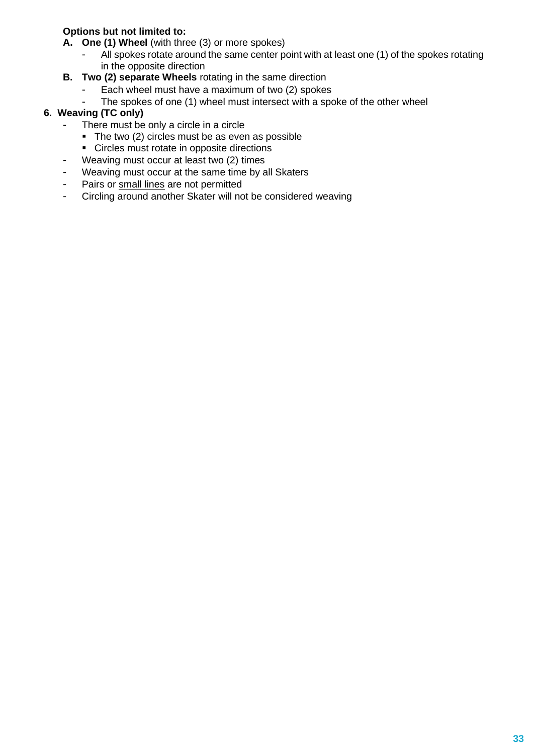**Options but not limited to:**

**A. One (1) Wheel** (with three (3) or more spokes)
   - All spokes rotate around the same center point with at least one (1) of the spokes rotating in the opposite direction

**B. Two (2) separate Wheels** rotating in the same direction
   - Each wheel must have a maximum of two (2) spokes
   - The spokes of one (1) wheel must intersect with a spoke of the other wheel

**6. Weaving (TC only)**

- There must be only a circle in a circle
  - The two (2) circles must be as even as possible
  - Circles must rotate in opposite directions
- Weaving must occur at least two (2) times
- Weaving must occur at the same time by all Skaters
- Pairs or small lines are not permitted
- Circling around another Skater will not be considered weaving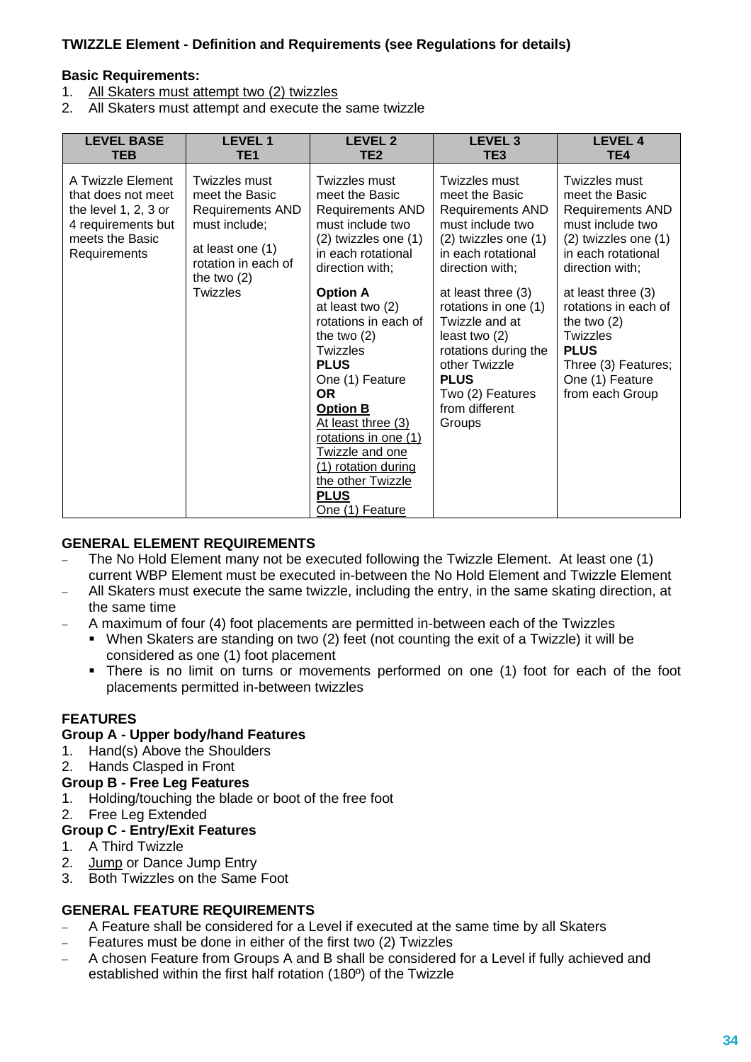**TWIZZLE Element - Definition and Requirements (see Regulations for details)**

**Basic Requirements:**

1. All Skaters must attempt two (2) twizzles
2. All Skaters must attempt and execute the same twizzle

| LEVEL BASE TEB | LEVEL 1 TE1 | LEVEL 2 TE2 | LEVEL 3 TE3 | LEVEL 4 TE4 |
|---|---|---|---|---|
| A Twizzle Element that does not meet the level 1, 2, 3 or 4 requirements but meets the Basic Requirements | Twizzles must meet the Basic Requirements AND must include;<br><br>at least one (1) rotation in each of the two (2) Twizzles | Twizzles must meet the Basic Requirements AND must include two (2) twizzles one (1) in each rotational direction with;<br><br>**Option A**<br>at least two (2) rotations in each of the two (2) Twizzles<br>**PLUS**<br>One (1) Feature<br>**OR**<br>**Option B**<br>At least three (3) rotations in one (1) Twizzle and one (1) rotation during the other Twizzle<br>**PLUS**<br>One (1) Feature | Twizzles must meet the Basic Requirements AND must include two (2) twizzles one (1) in each rotational direction with;<br><br>at least three (3) rotations in one (1) Twizzle and at least two (2) rotations during the other Twizzle<br>**PLUS**<br>Two (2) Features from different Groups | Twizzles must meet the Basic Requirements AND must include two (2) twizzles one (1) in each rotational direction with;<br><br>at least three (3) rotations in each of the two (2) Twizzles<br>**PLUS**<br>Three (3) Features; One (1) Feature from each Group |

**GENERAL ELEMENT REQUIREMENTS**

- The No Hold Element many not be executed following the Twizzle Element. At least one (1) current WBP Element must be executed in-between the No Hold Element and Twizzle Element
- All Skaters must execute the same twizzle, including the entry, in the same skating direction, at the same time
- A maximum of four (4) foot placements are permitted in-between each of the Twizzles
  - When Skaters are standing on two (2) feet (not counting the exit of a Twizzle) it will be considered as one (1) foot placement
  - There is no limit on turns or movements performed on one (1) foot for each of the foot placements permitted in-between twizzles

**FEATURES**

**Group A - Upper body/hand Features**

1. Hand(s) Above the Shoulders
2. Hands Clasped in Front

**Group B - Free Leg Features**

1. Holding/touching the blade or boot of the free foot
2. Free Leg Extended

**Group C - Entry/Exit Features**

1. A Third Twizzle
2. Jump or Dance Jump Entry
3. Both Twizzles on the Same Foot

**GENERAL FEATURE REQUIREMENTS**

- A Feature shall be considered for a Level if executed at the same time by all Skaters
- Features must be done in either of the first two (2) Twizzles
- A chosen Feature from Groups A and B shall be considered for a Level if fully achieved and established within the first half rotation (180º) of the Twizzle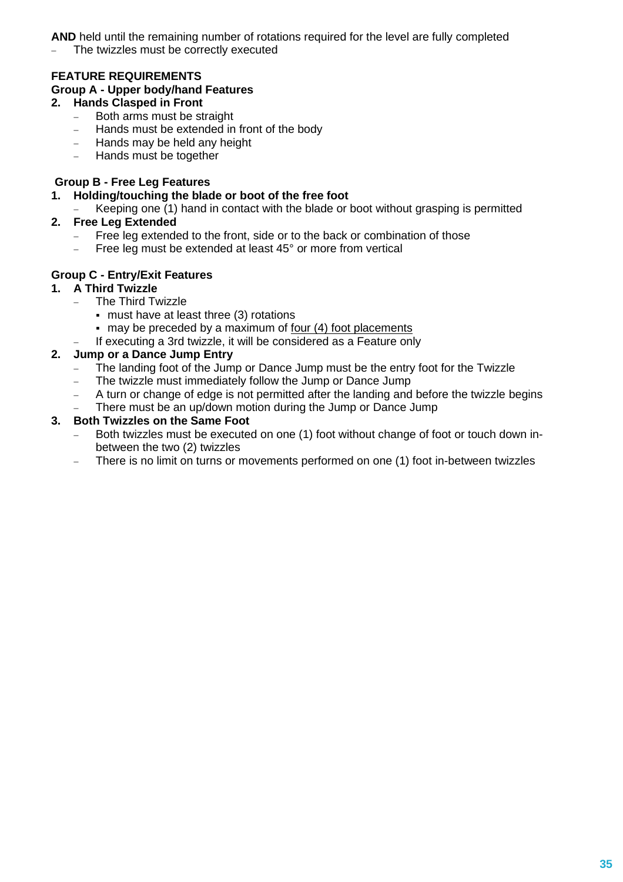**AND** held until the remaining number of rotations required for the level are fully completed

- The twizzles must be correctly executed

**FEATURE REQUIREMENTS**

**Group A - Upper body/hand Features**

**2. Hands Clasped in Front**

- Both arms must be straight
- Hands must be extended in front of the body
- Hands may be held any height
- Hands must be together

**Group B - Free Leg Features**

**1. Holding/touching the blade or boot of the free foot**

- Keeping one (1) hand in contact with the blade or boot without grasping is permitted

**2. Free Leg Extended**

- Free leg extended to the front, side or to the back or combination of those
- Free leg must be extended at least 45° or more from vertical

**Group C - Entry/Exit Features**

**1. A Third Twizzle**

- The Third Twizzle
  - must have at least three (3) rotations
  - may be preceded by a maximum of <u>four (4) foot placements</u>
- If executing a 3rd twizzle, it will be considered as a Feature only

**2. Jump or a Dance Jump Entry**

- The landing foot of the Jump or Dance Jump must be the entry foot for the Twizzle
- The twizzle must immediately follow the Jump or Dance Jump
- A turn or change of edge is not permitted after the landing and before the twizzle begins
- There must be an up/down motion during the Jump or Dance Jump

**3. Both Twizzles on the Same Foot**

- Both twizzles must be executed on one (1) foot without change of foot or touch down in-between the two (2) twizzles
- There is no limit on turns or movements performed on one (1) foot in-between twizzles